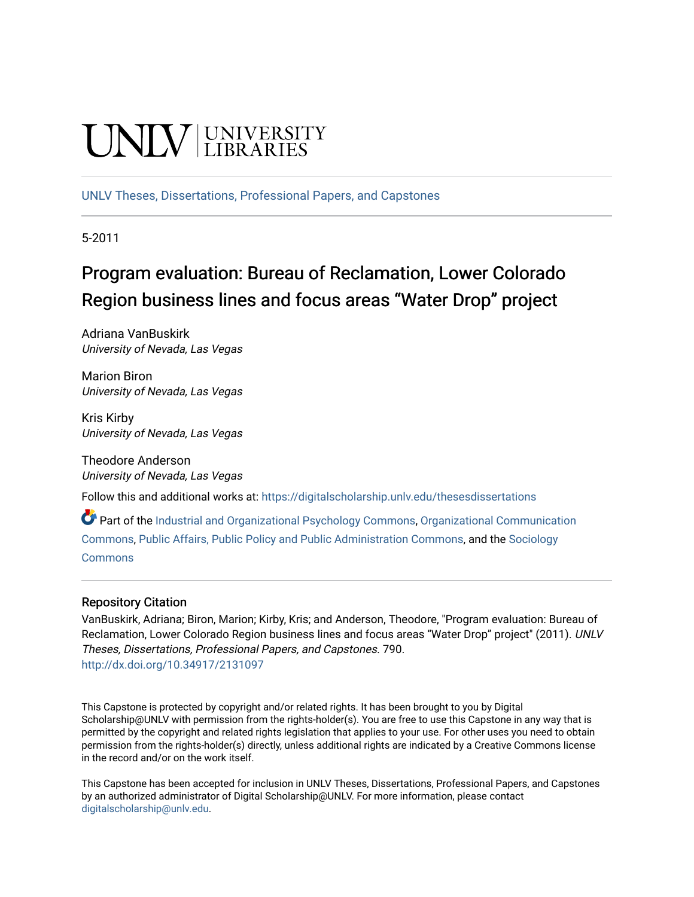UNLV | UNIVERSITY LIBRARIES

UNLV Theses, Dissertations, Professional Papers, and Capstones

5-2011

# Program evaluation: Bureau of Reclamation, Lower Colorado Region business lines and focus areas "Water Drop" project

Adriana VanBuskirk
*University of Nevada, Las Vegas*

Marion Biron
*University of Nevada, Las Vegas*

Kris Kirby
*University of Nevada, Las Vegas*

Theodore Anderson
*University of Nevada, Las Vegas*

Follow this and additional works at: https://digitalscholarship.unlv.edu/thesesdissertations

Part of the Industrial and Organizational Psychology Commons, Organizational Communication Commons, Public Affairs, Public Policy and Public Administration Commons, and the Sociology Commons

## Repository Citation

VanBuskirk, Adriana; Biron, Marion; Kirby, Kris; and Anderson, Theodore, "Program evaluation: Bureau of Reclamation, Lower Colorado Region business lines and focus areas "Water Drop" project" (2011). *UNLV Theses, Dissertations, Professional Papers, and Capstones*. 790.
http://dx.doi.org/10.34917/2131097

This Capstone is protected by copyright and/or related rights. It has been brought to you by Digital Scholarship@UNLV with permission from the rights-holder(s). You are free to use this Capstone in any way that is permitted by the copyright and related rights legislation that applies to your use. For other uses you need to obtain permission from the rights-holder(s) directly, unless additional rights are indicated by a Creative Commons license in the record and/or on the work itself.

This Capstone has been accepted for inclusion in UNLV Theses, Dissertations, Professional Papers, and Capstones by an authorized administrator of Digital Scholarship@UNLV. For more information, please contact digitalscholarship@unlv.edu.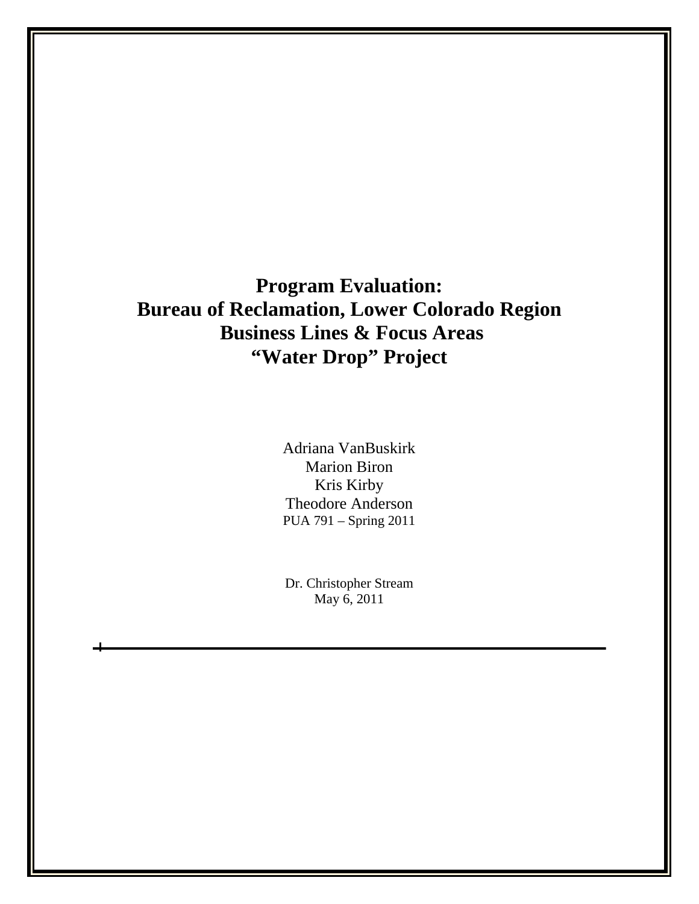# Program Evaluation:
# Bureau of Reclamation, Lower Colorado Region
# Business Lines & Focus Areas
# "Water Drop" Project

Adriana VanBuskirk
Marion Biron
Kris Kirby
Theodore Anderson
PUA 791 – Spring 2011

Dr. Christopher Stream
May 6, 2011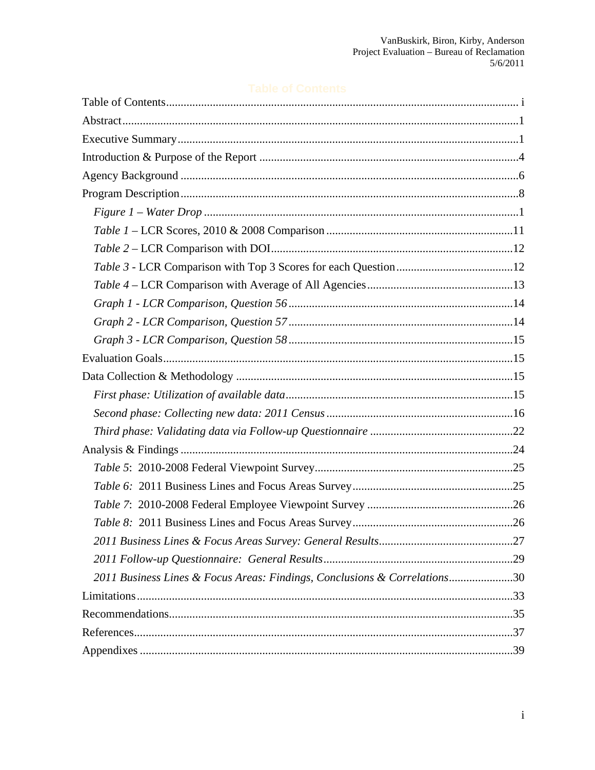# Table of Contents

Table of Contents ........................................................ i
Abstract ........................................................ 1
Executive Summary ........................................................ 1
Introduction & Purpose of the Report ........................................................ 4
Agency Background ........................................................ 6
Program Description ........................................................ 8
- *Figure 1 – Water Drop* ........................................................ 1
- *Table 1* – LCR Scores, 2010 & 2008 Comparison ........................................................ 11
- *Table 2* – LCR Comparison with DOI ........................................................ 12
- *Table 3* - LCR Comparison with Top 3 Scores for each Question ........................................................ 12
- *Table 4* – LCR Comparison with Average of All Agencies ........................................................ 13
- *Graph 1 - LCR Comparison, Question 56* ........................................................ 14
- *Graph 2 - LCR Comparison, Question 57* ........................................................ 14
- *Graph 3 - LCR Comparison, Question 58* ........................................................ 15

Evaluation Goals ........................................................ 15
Data Collection & Methodology ........................................................ 15
- *First phase: Utilization of available data* ........................................................ 15
- *Second phase: Collecting new data: 2011 Census* ........................................................ 16
- *Third phase: Validating data via Follow-up Questionnaire* ........................................................ 22

Analysis & Findings ........................................................ 24
- *Table 5*: 2010-2008 Federal Viewpoint Survey ........................................................ 25
- *Table 6*: 2011 Business Lines and Focus Areas Survey ........................................................ 25
- *Table 7*: 2010-2008 Federal Employee Viewpoint Survey ........................................................ 26
- *Table 8*: 2011 Business Lines and Focus Areas Survey ........................................................ 26
- *2011 Business Lines & Focus Areas Survey: General Results* ........................................................ 27
- *2011 Follow-up Questionnaire: General Results* ........................................................ 29
- *2011 Business Lines & Focus Areas: Findings, Conclusions & Correlations* ........................................................ 30

Limitations ........................................................ 33
Recommendations ........................................................ 35
References ........................................................ 37
Appendixes ........................................................ 39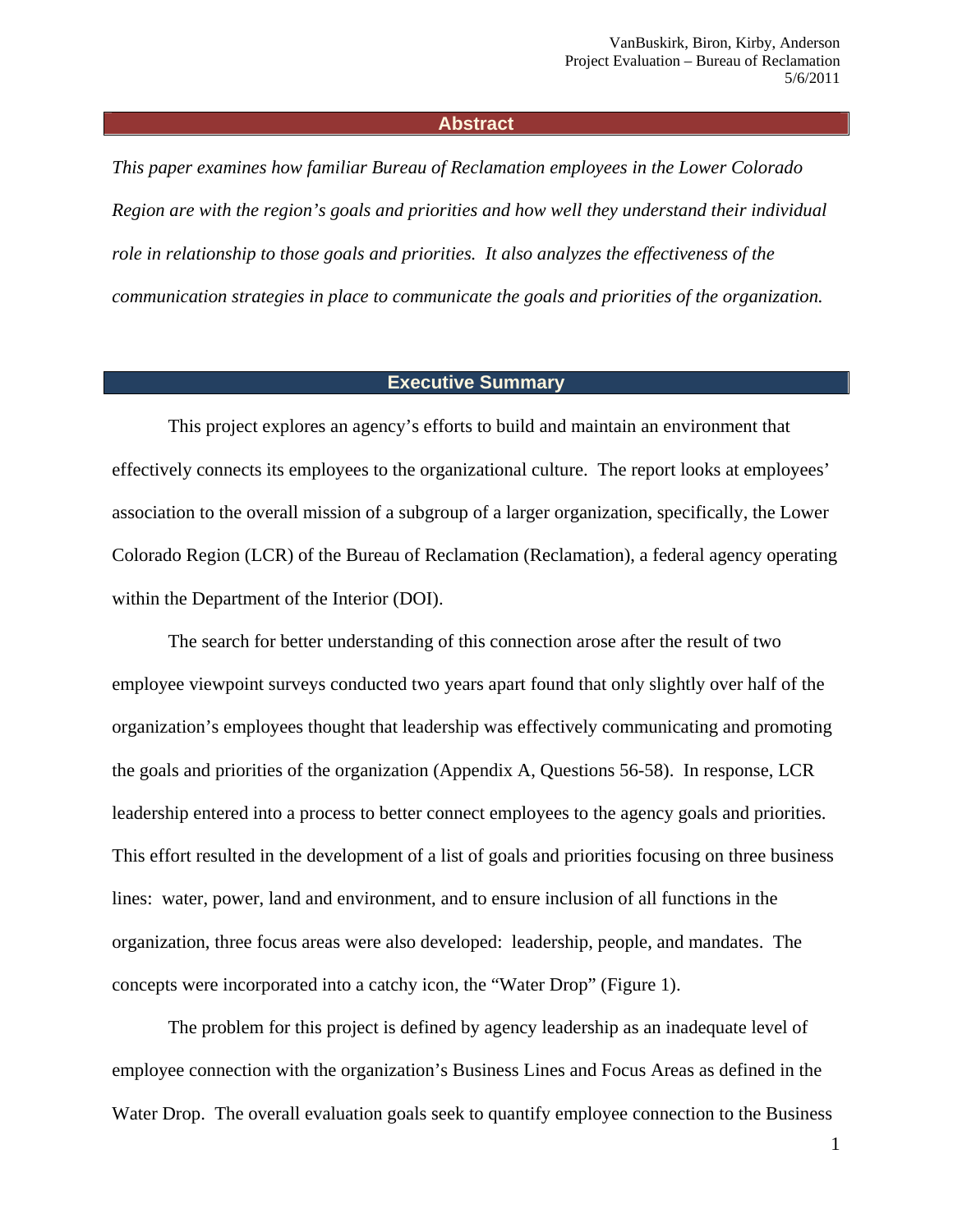## Abstract

*This paper examines how familiar Bureau of Reclamation employees in the Lower Colorado Region are with the region's goals and priorities and how well they understand their individual role in relationship to those goals and priorities. It also analyzes the effectiveness of the communication strategies in place to communicate the goals and priorities of the organization.*

## Executive Summary

This project explores an agency's efforts to build and maintain an environment that effectively connects its employees to the organizational culture. The report looks at employees' association to the overall mission of a subgroup of a larger organization, specifically, the Lower Colorado Region (LCR) of the Bureau of Reclamation (Reclamation), a federal agency operating within the Department of the Interior (DOI).

The search for better understanding of this connection arose after the result of two employee viewpoint surveys conducted two years apart found that only slightly over half of the organization's employees thought that leadership was effectively communicating and promoting the goals and priorities of the organization (Appendix A, Questions 56-58). In response, LCR leadership entered into a process to better connect employees to the agency goals and priorities. This effort resulted in the development of a list of goals and priorities focusing on three business lines: water, power, land and environment, and to ensure inclusion of all functions in the organization, three focus areas were also developed: leadership, people, and mandates. The concepts were incorporated into a catchy icon, the "Water Drop" (Figure 1).

The problem for this project is defined by agency leadership as an inadequate level of employee connection with the organization's Business Lines and Focus Areas as defined in the Water Drop. The overall evaluation goals seek to quantify employee connection to the Business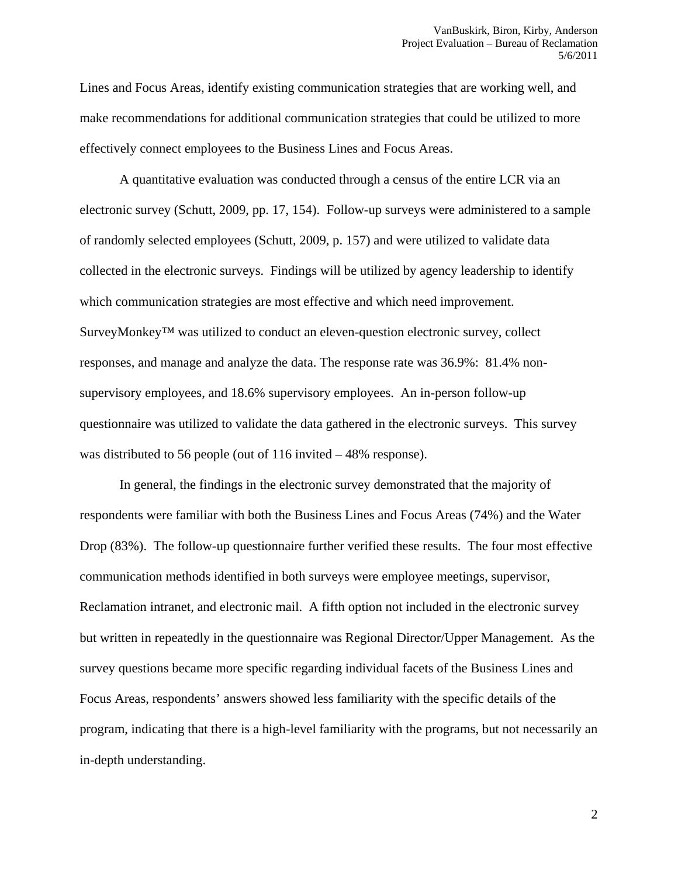Lines and Focus Areas, identify existing communication strategies that are working well, and make recommendations for additional communication strategies that could be utilized to more effectively connect employees to the Business Lines and Focus Areas.

A quantitative evaluation was conducted through a census of the entire LCR via an electronic survey (Schutt, 2009, pp. 17, 154). Follow-up surveys were administered to a sample of randomly selected employees (Schutt, 2009, p. 157) and were utilized to validate data collected in the electronic surveys. Findings will be utilized by agency leadership to identify which communication strategies are most effective and which need improvement. SurveyMonkey™ was utilized to conduct an eleven-question electronic survey, collect responses, and manage and analyze the data. The response rate was 36.9%: 81.4% non-supervisory employees, and 18.6% supervisory employees. An in-person follow-up questionnaire was utilized to validate the data gathered in the electronic surveys. This survey was distributed to 56 people (out of 116 invited – 48% response).

In general, the findings in the electronic survey demonstrated that the majority of respondents were familiar with both the Business Lines and Focus Areas (74%) and the Water Drop (83%). The follow-up questionnaire further verified these results. The four most effective communication methods identified in both surveys were employee meetings, supervisor, Reclamation intranet, and electronic mail. A fifth option not included in the electronic survey but written in repeatedly in the questionnaire was Regional Director/Upper Management. As the survey questions became more specific regarding individual facets of the Business Lines and Focus Areas, respondents' answers showed less familiarity with the specific details of the program, indicating that there is a high-level familiarity with the programs, but not necessarily an in-depth understanding.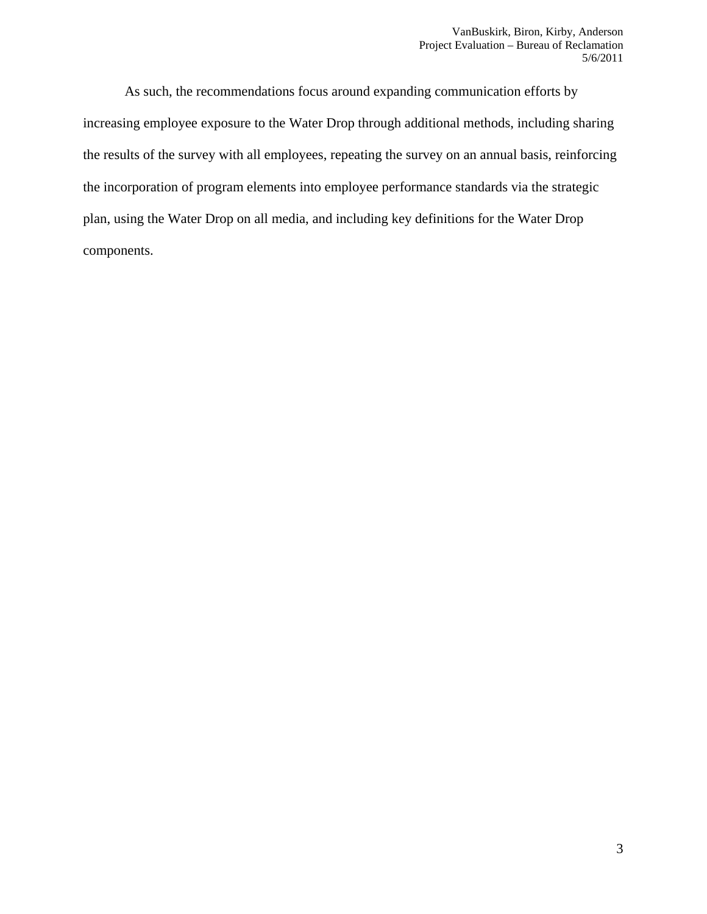As such, the recommendations focus around expanding communication efforts by increasing employee exposure to the Water Drop through additional methods, including sharing the results of the survey with all employees, repeating the survey on an annual basis, reinforcing the incorporation of program elements into employee performance standards via the strategic plan, using the Water Drop on all media, and including key definitions for the Water Drop components.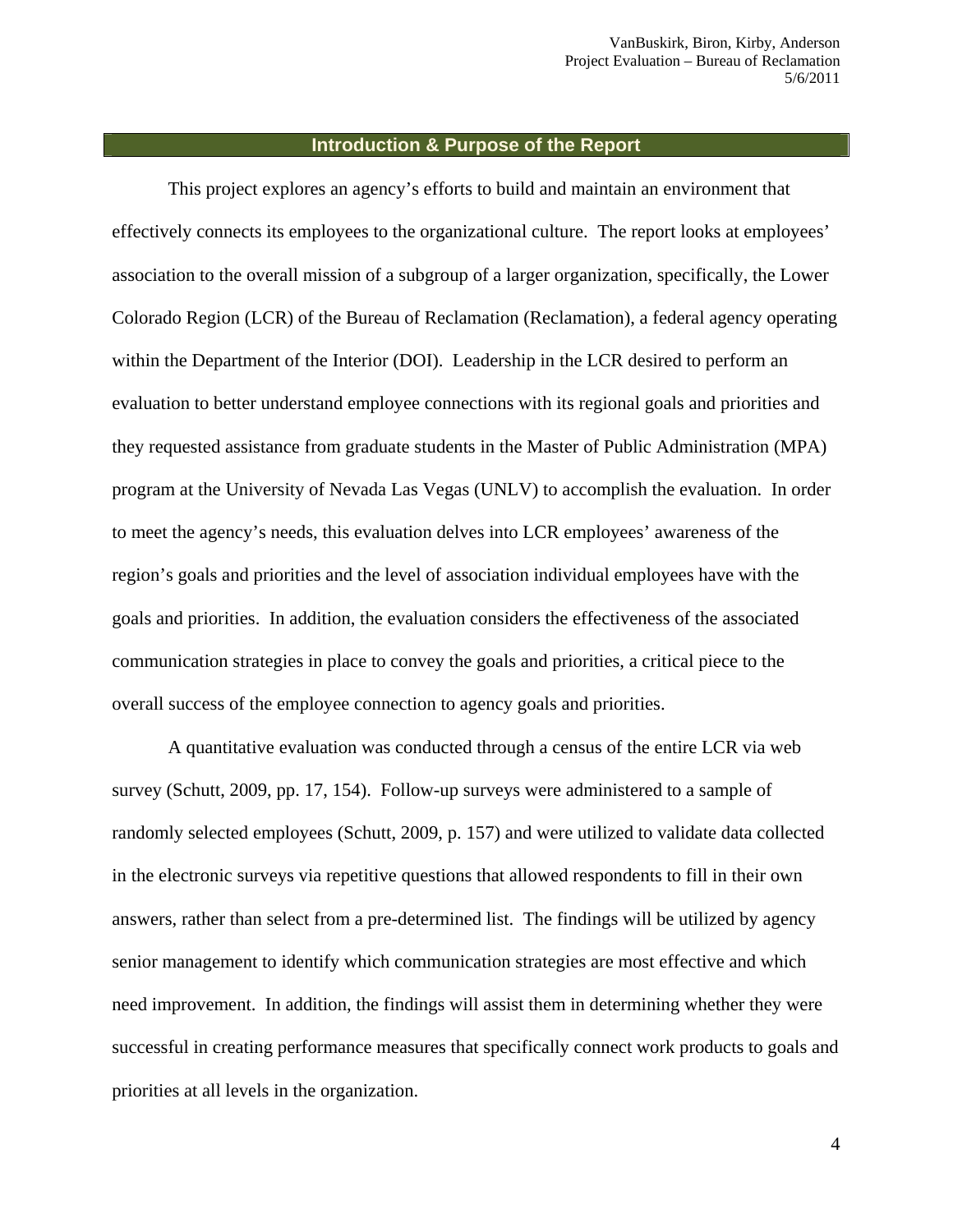## Introduction & Purpose of the Report

This project explores an agency's efforts to build and maintain an environment that effectively connects its employees to the organizational culture. The report looks at employees' association to the overall mission of a subgroup of a larger organization, specifically, the Lower Colorado Region (LCR) of the Bureau of Reclamation (Reclamation), a federal agency operating within the Department of the Interior (DOI). Leadership in the LCR desired to perform an evaluation to better understand employee connections with its regional goals and priorities and they requested assistance from graduate students in the Master of Public Administration (MPA) program at the University of Nevada Las Vegas (UNLV) to accomplish the evaluation. In order to meet the agency's needs, this evaluation delves into LCR employees' awareness of the region's goals and priorities and the level of association individual employees have with the goals and priorities. In addition, the evaluation considers the effectiveness of the associated communication strategies in place to convey the goals and priorities, a critical piece to the overall success of the employee connection to agency goals and priorities.

A quantitative evaluation was conducted through a census of the entire LCR via web survey (Schutt, 2009, pp. 17, 154). Follow-up surveys were administered to a sample of randomly selected employees (Schutt, 2009, p. 157) and were utilized to validate data collected in the electronic surveys via repetitive questions that allowed respondents to fill in their own answers, rather than select from a pre-determined list. The findings will be utilized by agency senior management to identify which communication strategies are most effective and which need improvement. In addition, the findings will assist them in determining whether they were successful in creating performance measures that specifically connect work products to goals and priorities at all levels in the organization.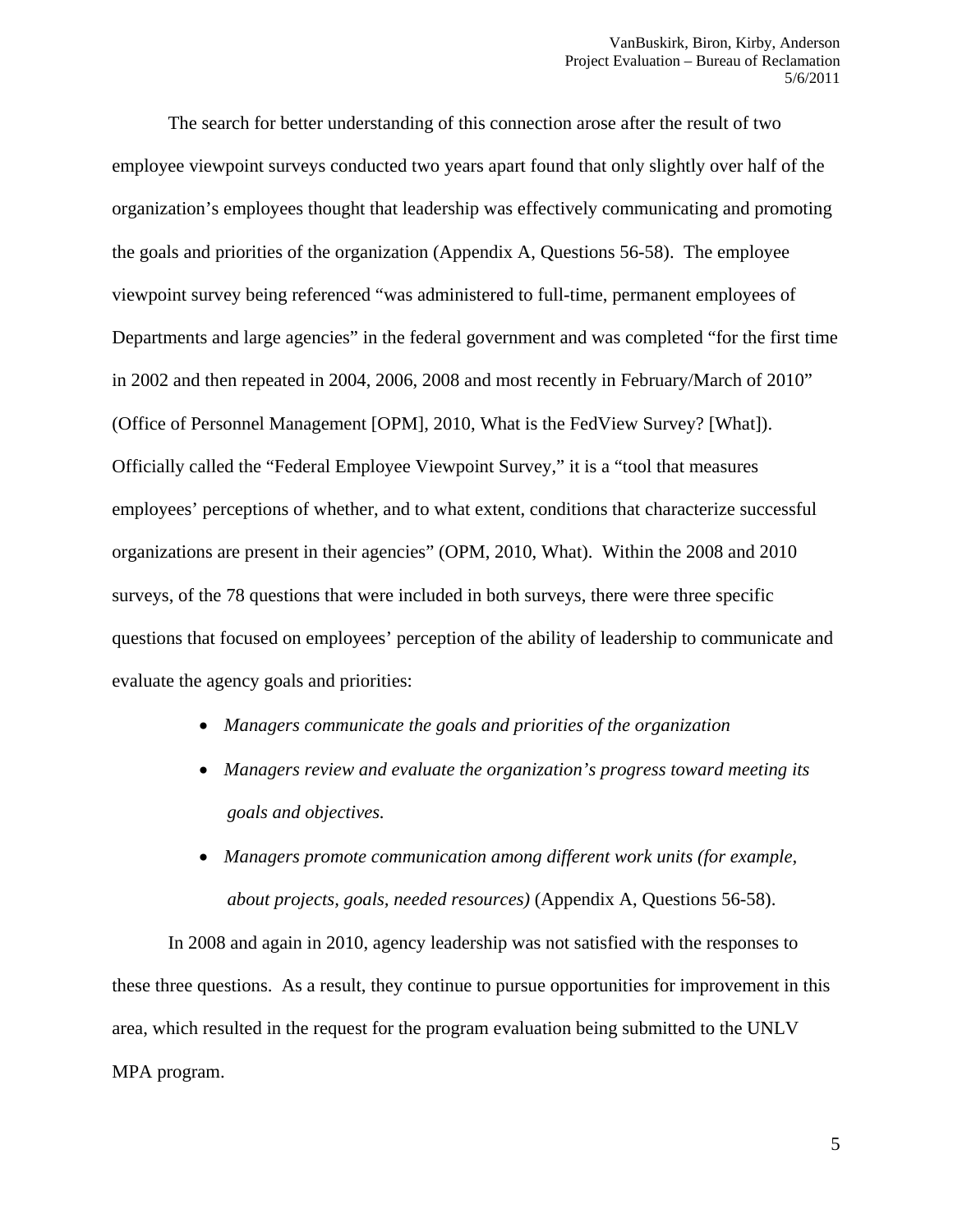The search for better understanding of this connection arose after the result of two employee viewpoint surveys conducted two years apart found that only slightly over half of the organization's employees thought that leadership was effectively communicating and promoting the goals and priorities of the organization (Appendix A, Questions 56-58). The employee viewpoint survey being referenced "was administered to full-time, permanent employees of Departments and large agencies" in the federal government and was completed "for the first time in 2002 and then repeated in 2004, 2006, 2008 and most recently in February/March of 2010" (Office of Personnel Management [OPM], 2010, What is the FedView Survey? [What]). Officially called the "Federal Employee Viewpoint Survey," it is a "tool that measures employees' perceptions of whether, and to what extent, conditions that characterize successful organizations are present in their agencies" (OPM, 2010, What). Within the 2008 and 2010 surveys, of the 78 questions that were included in both surveys, there were three specific questions that focused on employees' perception of the ability of leadership to communicate and evaluate the agency goals and priorities:

- *Managers communicate the goals and priorities of the organization*
- *Managers review and evaluate the organization's progress toward meeting its goals and objectives.*
- *Managers promote communication among different work units (for example, about projects, goals, needed resources)* (Appendix A, Questions 56-58).

In 2008 and again in 2010, agency leadership was not satisfied with the responses to these three questions. As a result, they continue to pursue opportunities for improvement in this area, which resulted in the request for the program evaluation being submitted to the UNLV MPA program.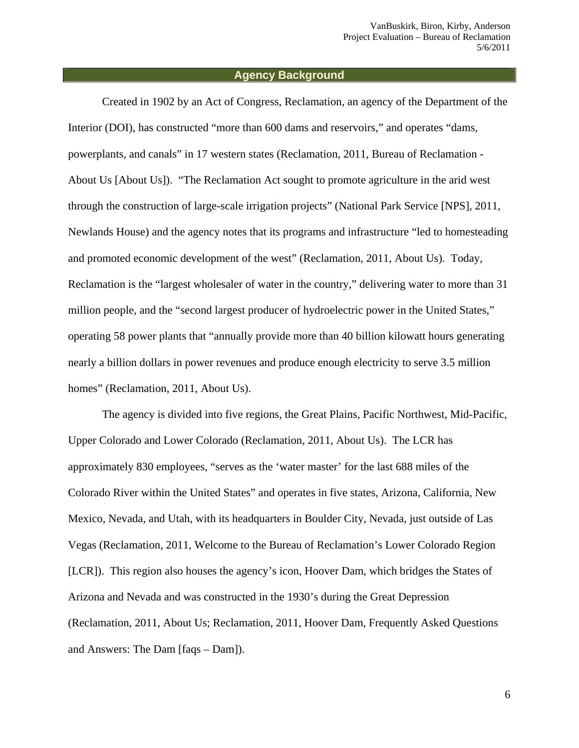## Agency Background

Created in 1902 by an Act of Congress, Reclamation, an agency of the Department of the Interior (DOI), has constructed “more than 600 dams and reservoirs,” and operates “dams, powerplants, and canals” in 17 western states (Reclamation, 2011, Bureau of Reclamation - About Us [About Us]). “The Reclamation Act sought to promote agriculture in the arid west through the construction of large-scale irrigation projects” (National Park Service [NPS], 2011, Newlands House) and the agency notes that its programs and infrastructure “led to homesteading and promoted economic development of the west” (Reclamation, 2011, About Us). Today, Reclamation is the “largest wholesaler of water in the country,” delivering water to more than 31 million people, and the “second largest producer of hydroelectric power in the United States,” operating 58 power plants that “annually provide more than 40 billion kilowatt hours generating nearly a billion dollars in power revenues and produce enough electricity to serve 3.5 million homes” (Reclamation, 2011, About Us).

The agency is divided into five regions, the Great Plains, Pacific Northwest, Mid-Pacific, Upper Colorado and Lower Colorado (Reclamation, 2011, About Us). The LCR has approximately 830 employees, “serves as the ‘water master’ for the last 688 miles of the Colorado River within the United States” and operates in five states, Arizona, California, New Mexico, Nevada, and Utah, with its headquarters in Boulder City, Nevada, just outside of Las Vegas (Reclamation, 2011, Welcome to the Bureau of Reclamation’s Lower Colorado Region [LCR]). This region also houses the agency’s icon, Hoover Dam, which bridges the States of Arizona and Nevada and was constructed in the 1930’s during the Great Depression (Reclamation, 2011, About Us; Reclamation, 2011, Hoover Dam, Frequently Asked Questions and Answers: The Dam [faqs – Dam]).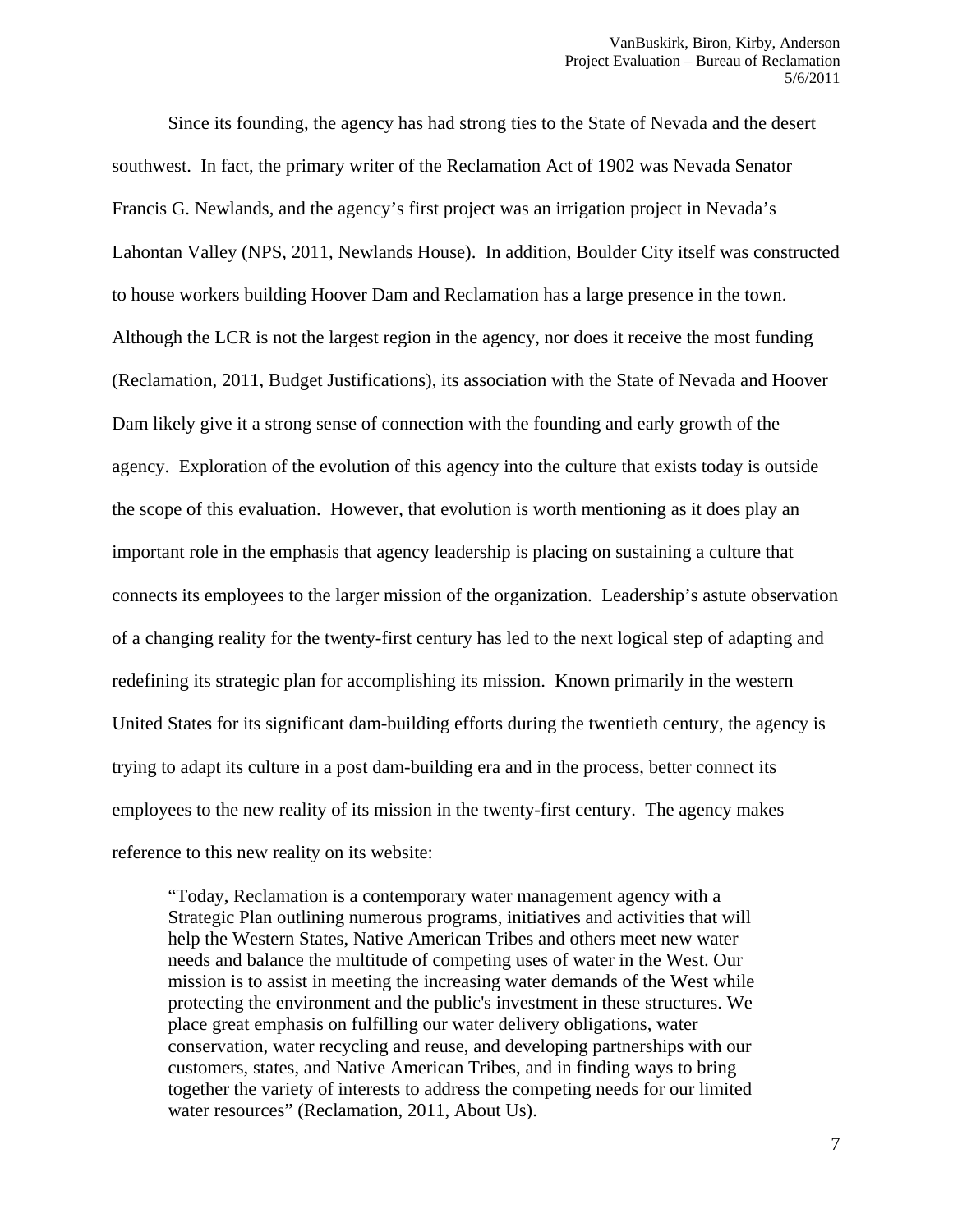Since its founding, the agency has had strong ties to the State of Nevada and the desert southwest. In fact, the primary writer of the Reclamation Act of 1902 was Nevada Senator Francis G. Newlands, and the agency's first project was an irrigation project in Nevada's Lahontan Valley (NPS, 2011, Newlands House). In addition, Boulder City itself was constructed to house workers building Hoover Dam and Reclamation has a large presence in the town. Although the LCR is not the largest region in the agency, nor does it receive the most funding (Reclamation, 2011, Budget Justifications), its association with the State of Nevada and Hoover Dam likely give it a strong sense of connection with the founding and early growth of the agency. Exploration of the evolution of this agency into the culture that exists today is outside the scope of this evaluation. However, that evolution is worth mentioning as it does play an important role in the emphasis that agency leadership is placing on sustaining a culture that connects its employees to the larger mission of the organization. Leadership's astute observation of a changing reality for the twenty-first century has led to the next logical step of adapting and redefining its strategic plan for accomplishing its mission. Known primarily in the western United States for its significant dam-building efforts during the twentieth century, the agency is trying to adapt its culture in a post dam-building era and in the process, better connect its employees to the new reality of its mission in the twenty-first century. The agency makes reference to this new reality on its website:

> "Today, Reclamation is a contemporary water management agency with a Strategic Plan outlining numerous programs, initiatives and activities that will help the Western States, Native American Tribes and others meet new water needs and balance the multitude of competing uses of water in the West. Our mission is to assist in meeting the increasing water demands of the West while protecting the environment and the public's investment in these structures. We place great emphasis on fulfilling our water delivery obligations, water conservation, water recycling and reuse, and developing partnerships with our customers, states, and Native American Tribes, and in finding ways to bring together the variety of interests to address the competing needs for our limited water resources" (Reclamation, 2011, About Us).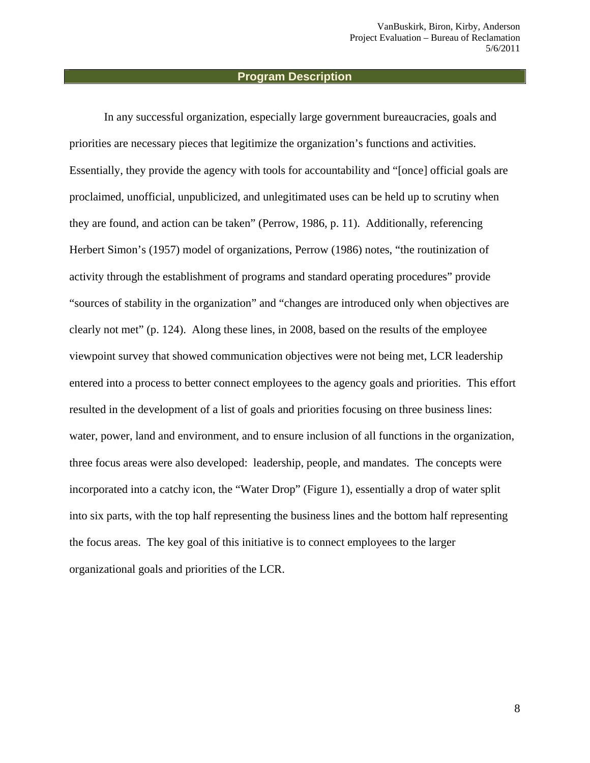## Program Description

In any successful organization, especially large government bureaucracies, goals and priorities are necessary pieces that legitimize the organization's functions and activities. Essentially, they provide the agency with tools for accountability and "[once] official goals are proclaimed, unofficial, unpublicized, and unlegitimated uses can be held up to scrutiny when they are found, and action can be taken" (Perrow, 1986, p. 11). Additionally, referencing Herbert Simon's (1957) model of organizations, Perrow (1986) notes, "the routinization of activity through the establishment of programs and standard operating procedures" provide "sources of stability in the organization" and "changes are introduced only when objectives are clearly not met" (p. 124). Along these lines, in 2008, based on the results of the employee viewpoint survey that showed communication objectives were not being met, LCR leadership entered into a process to better connect employees to the agency goals and priorities. This effort resulted in the development of a list of goals and priorities focusing on three business lines: water, power, land and environment, and to ensure inclusion of all functions in the organization, three focus areas were also developed: leadership, people, and mandates. The concepts were incorporated into a catchy icon, the "Water Drop" (Figure 1), essentially a drop of water split into six parts, with the top half representing the business lines and the bottom half representing the focus areas. The key goal of this initiative is to connect employees to the larger organizational goals and priorities of the LCR.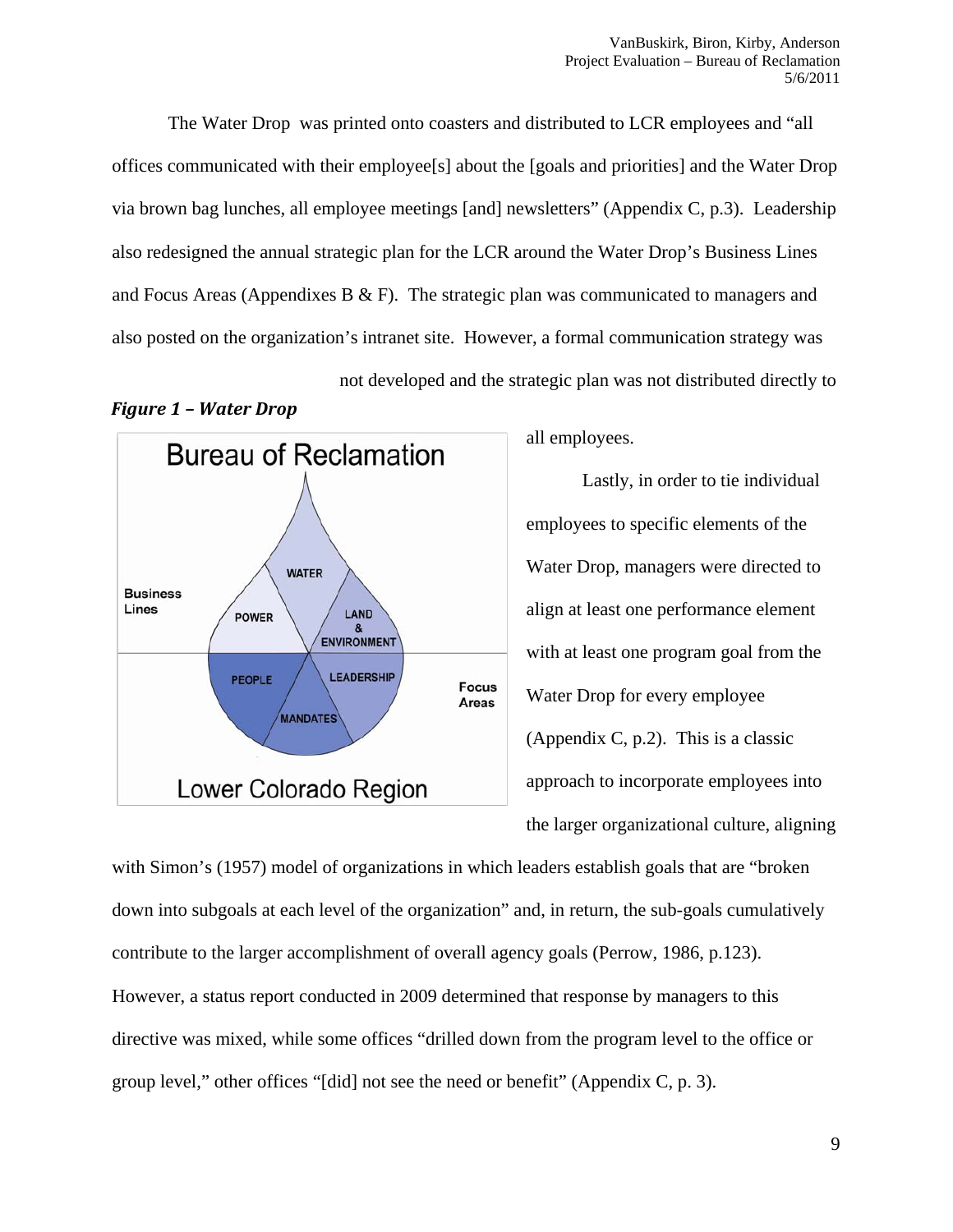The Water Drop was printed onto coasters and distributed to LCR employees and "all offices communicated with their employee[s] about the [goals and priorities] and the Water Drop via brown bag lunches, all employee meetings [and] newsletters" (Appendix C, p.3). Leadership also redesigned the annual strategic plan for the LCR around the Water Drop's Business Lines and Focus Areas (Appendixes B & F). The strategic plan was communicated to managers and also posted on the organization's intranet site. However, a formal communication strategy was not developed and the strategic plan was not distributed directly to all employees.

***Figure 1 – Water Drop***

Lastly, in order to tie individual employees to specific elements of the Water Drop, managers were directed to align at least one performance element with at least one program goal from the Water Drop for every employee (Appendix C, p.2). This is a classic approach to incorporate employees into the larger organizational culture, aligning with Simon's (1957) model of organizations in which leaders establish goals that are "broken down into subgoals at each level of the organization" and, in return, the sub-goals cumulatively contribute to the larger accomplishment of overall agency goals (Perrow, 1986, p.123). However, a status report conducted in 2009 determined that response by managers to this directive was mixed, while some offices "drilled down from the program level to the office or group level," other offices "[did] not see the need or benefit" (Appendix C, p. 3).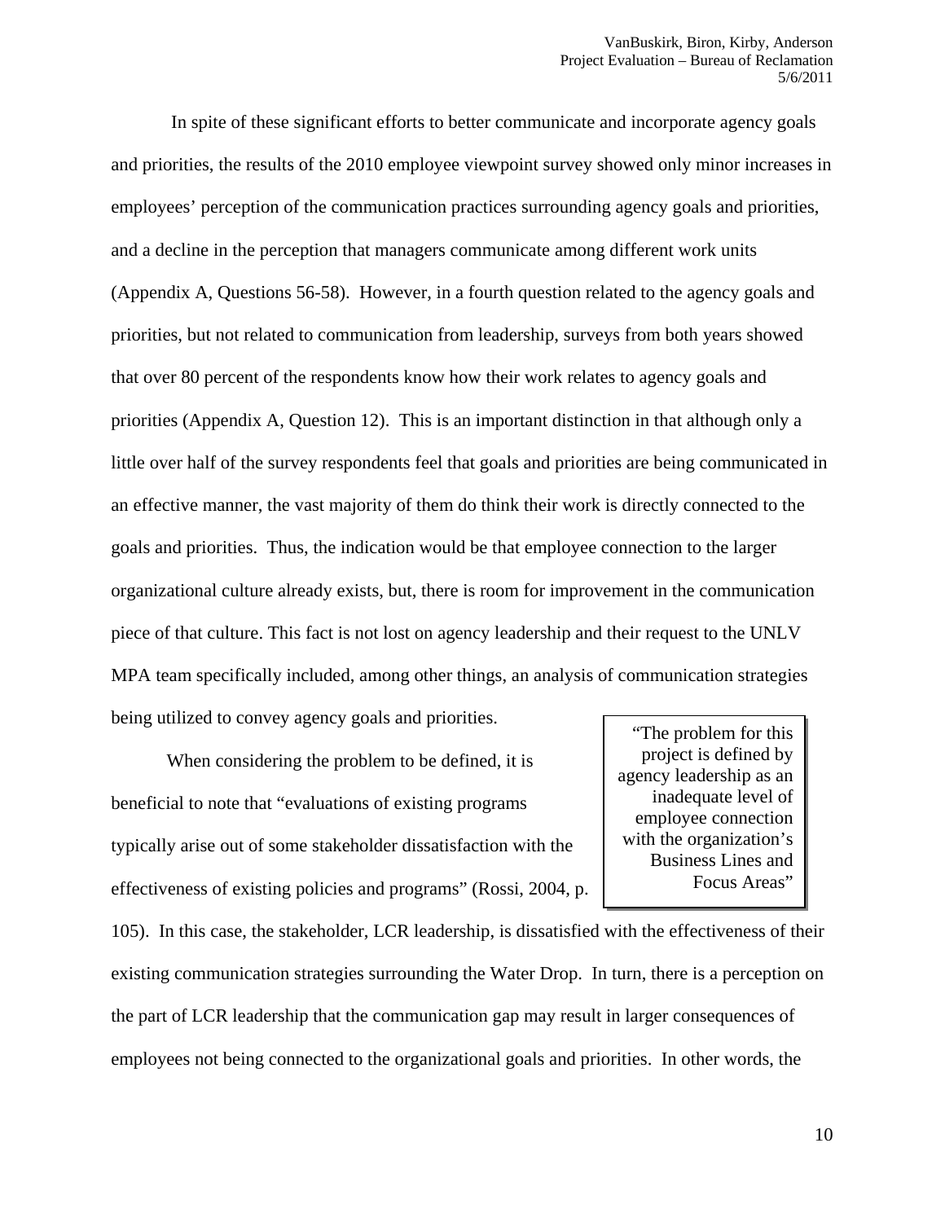In spite of these significant efforts to better communicate and incorporate agency goals and priorities, the results of the 2010 employee viewpoint survey showed only minor increases in employees' perception of the communication practices surrounding agency goals and priorities, and a decline in the perception that managers communicate among different work units (Appendix A, Questions 56-58). However, in a fourth question related to the agency goals and priorities, but not related to communication from leadership, surveys from both years showed that over 80 percent of the respondents know how their work relates to agency goals and priorities (Appendix A, Question 12). This is an important distinction in that although only a little over half of the survey respondents feel that goals and priorities are being communicated in an effective manner, the vast majority of them do think their work is directly connected to the goals and priorities. Thus, the indication would be that employee connection to the larger organizational culture already exists, but, there is room for improvement in the communication piece of that culture. This fact is not lost on agency leadership and their request to the UNLV MPA team specifically included, among other things, an analysis of communication strategies being utilized to convey agency goals and priorities.

> "The problem for this project is defined by agency leadership as an inadequate level of employee connection with the organization's Business Lines and Focus Areas"

When considering the problem to be defined, it is beneficial to note that "evaluations of existing programs typically arise out of some stakeholder dissatisfaction with the effectiveness of existing policies and programs" (Rossi, 2004, p. 105). In this case, the stakeholder, LCR leadership, is dissatisfied with the effectiveness of their existing communication strategies surrounding the Water Drop. In turn, there is a perception on the part of LCR leadership that the communication gap may result in larger consequences of employees not being connected to the organizational goals and priorities. In other words, the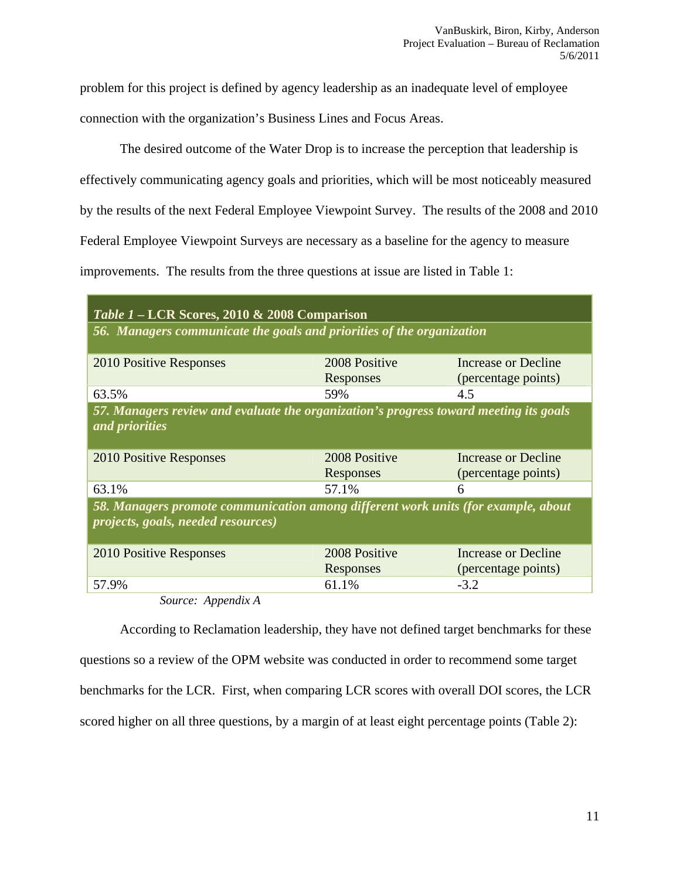problem for this project is defined by agency leadership as an inadequate level of employee connection with the organization's Business Lines and Focus Areas.

The desired outcome of the Water Drop is to increase the perception that leadership is effectively communicating agency goals and priorities, which will be most noticeably measured by the results of the next Federal Employee Viewpoint Survey. The results of the 2008 and 2010 Federal Employee Viewpoint Surveys are necessary as a baseline for the agency to measure improvements. The results from the three questions at issue are listed in Table 1:

| *Table 1* – **LCR Scores, 2010 & 2008 Comparison** | | |
|---|---|---|
| ***56. Managers communicate the goals and priorities of the organization*** | | |
| 2010 Positive Responses | 2008 Positive Responses | Increase or Decline (percentage points) |
| 63.5% | 59% | 4.5 |
| ***57. Managers review and evaluate the organization's progress toward meeting its goals and priorities*** | | |
| 2010 Positive Responses | 2008 Positive Responses | Increase or Decline (percentage points) |
| 63.1% | 57.1% | 6 |
| ***58. Managers promote communication among different work units (for example, about projects, goals, needed resources)*** | | |
| 2010 Positive Responses | 2008 Positive Responses | Increase or Decline (percentage points) |
| 57.9% | 61.1% | -3.2 |

*Source: Appendix A*

According to Reclamation leadership, they have not defined target benchmarks for these questions so a review of the OPM website was conducted in order to recommend some target benchmarks for the LCR. First, when comparing LCR scores with overall DOI scores, the LCR scored higher on all three questions, by a margin of at least eight percentage points (Table 2):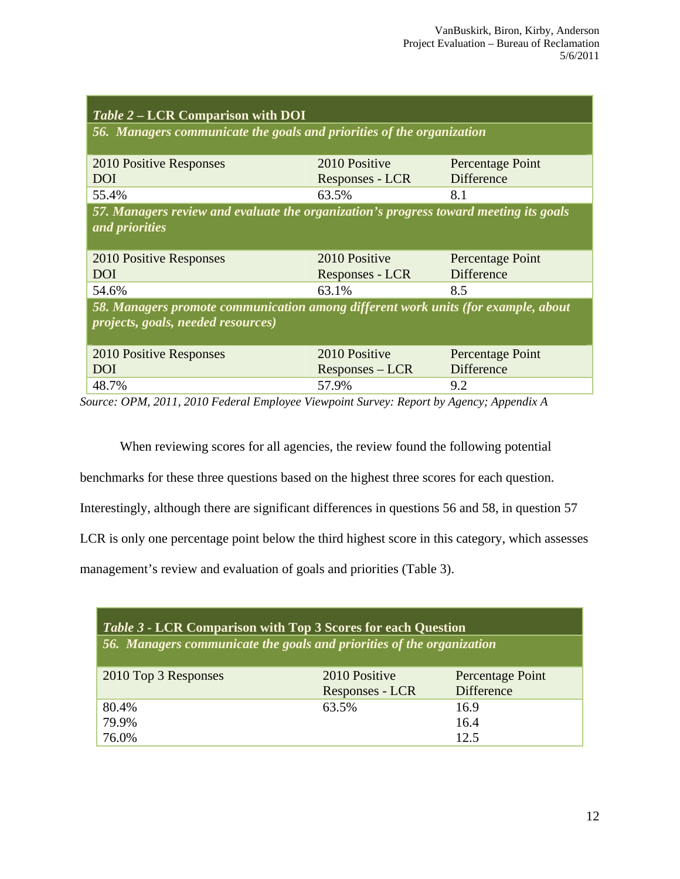| *Table 2* – **LCR Comparison with DOI** | | |
|---|---|---|
| ***56. Managers communicate the goals and priorities of the organization*** | | |
| 2010 Positive Responses DOI | 2010 Positive Responses - LCR | Percentage Point Difference |
| 55.4% | 63.5% | 8.1 |
| ***57. Managers review and evaluate the organization's progress toward meeting its goals and priorities*** | | |
| 2010 Positive Responses DOI | 2010 Positive Responses - LCR | Percentage Point Difference |
| 54.6% | 63.1% | 8.5 |
| ***58. Managers promote communication among different work units (for example, about projects, goals, needed resources)*** | | |
| 2010 Positive Responses DOI | 2010 Positive Responses – LCR | Percentage Point Difference |
| 48.7% | 57.9% | 9.2 |

*Source: OPM, 2011, 2010 Federal Employee Viewpoint Survey: Report by Agency; Appendix A*

When reviewing scores for all agencies, the review found the following potential benchmarks for these three questions based on the highest three scores for each question. Interestingly, although there are significant differences in questions 56 and 58, in question 57 LCR is only one percentage point below the third highest score in this category, which assesses management's review and evaluation of goals and priorities (Table 3).

| *Table 3* - **LCR Comparison with Top 3 Scores for each Question** | | |
|---|---|---|
| ***56. Managers communicate the goals and priorities of the organization*** | | |
| 2010 Top 3 Responses | 2010 Positive Responses - LCR | Percentage Point Difference |
| 80.4% | 63.5% | 16.9 |
| 79.9% | | 16.4 |
| 76.0% | | 12.5 |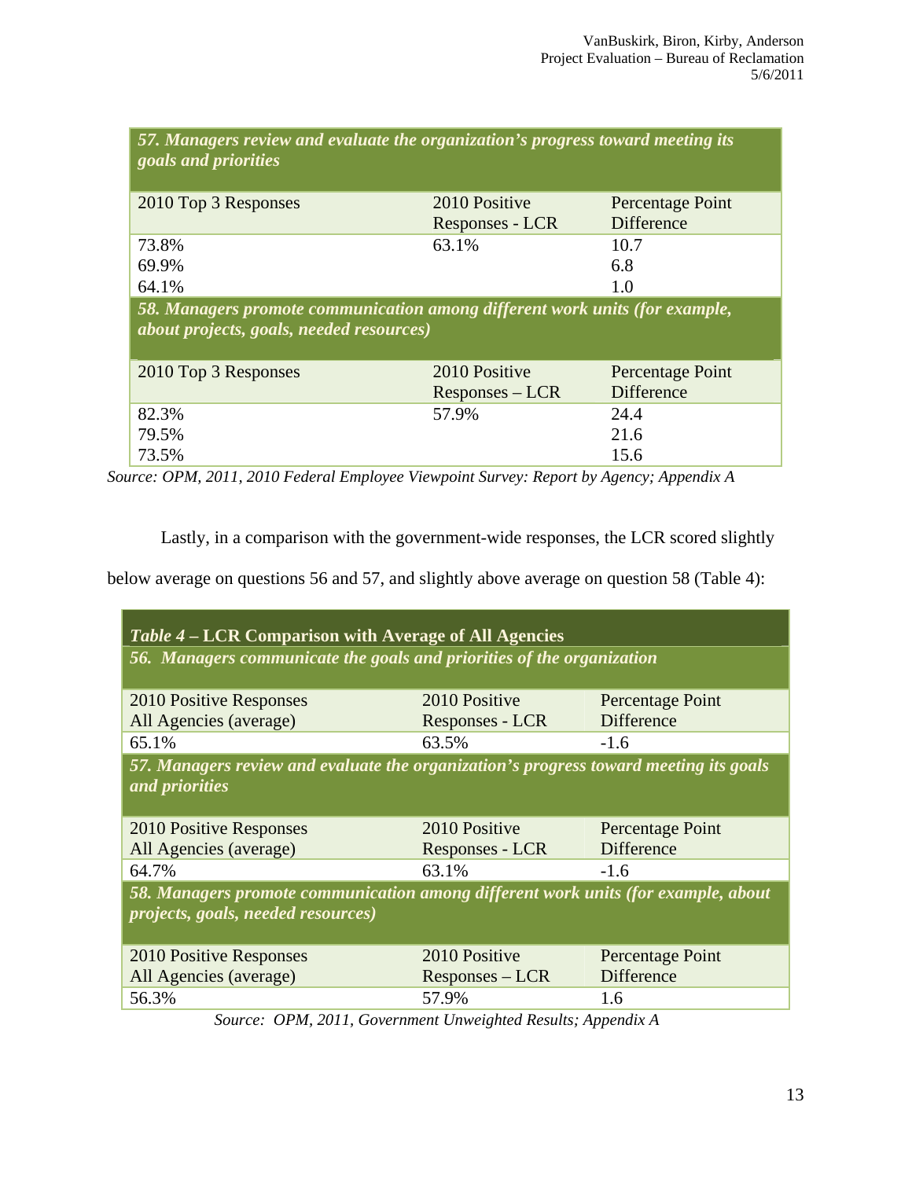| *57. Managers review and evaluate the organization's progress toward meeting its goals and priorities* | | |
|---|---|---|
| 2010 Top 3 Responses | 2010 Positive Responses - LCR | Percentage Point Difference |
| 73.8% | 63.1% | 10.7 |
| 69.9% | | 6.8 |
| 64.1% | | 1.0 |
| ***58. Managers promote communication among different work units (for example, about projects, goals, needed resources)*** | | |
| 2010 Top 3 Responses | 2010 Positive Responses – LCR | Percentage Point Difference |
| 82.3% | 57.9% | 24.4 |
| 79.5% | | 21.6 |
| 73.5% | | 15.6 |

*Source: OPM, 2011, 2010 Federal Employee Viewpoint Survey: Report by Agency; Appendix A*

Lastly, in a comparison with the government-wide responses, the LCR scored slightly below average on questions 56 and 57, and slightly above average on question 58 (Table 4):

| ***Table 4* – LCR Comparison with Average of All Agencies** | | |
|---|---|---|
| ***56. Managers communicate the goals and priorities of the organization*** | | |
| 2010 Positive Responses All Agencies (average) | 2010 Positive Responses - LCR | Percentage Point Difference |
| 65.1% | 63.5% | -1.6 |
| ***57. Managers review and evaluate the organization's progress toward meeting its goals and priorities*** | | |
| 2010 Positive Responses All Agencies (average) | 2010 Positive Responses - LCR | Percentage Point Difference |
| 64.7% | 63.1% | -1.6 |
| ***58. Managers promote communication among different work units (for example, about projects, goals, needed resources)*** | | |
| 2010 Positive Responses All Agencies (average) | 2010 Positive Responses – LCR | Percentage Point Difference |
| 56.3% | 57.9% | 1.6 |

*Source: OPM, 2011, Government Unweighted Results; Appendix A*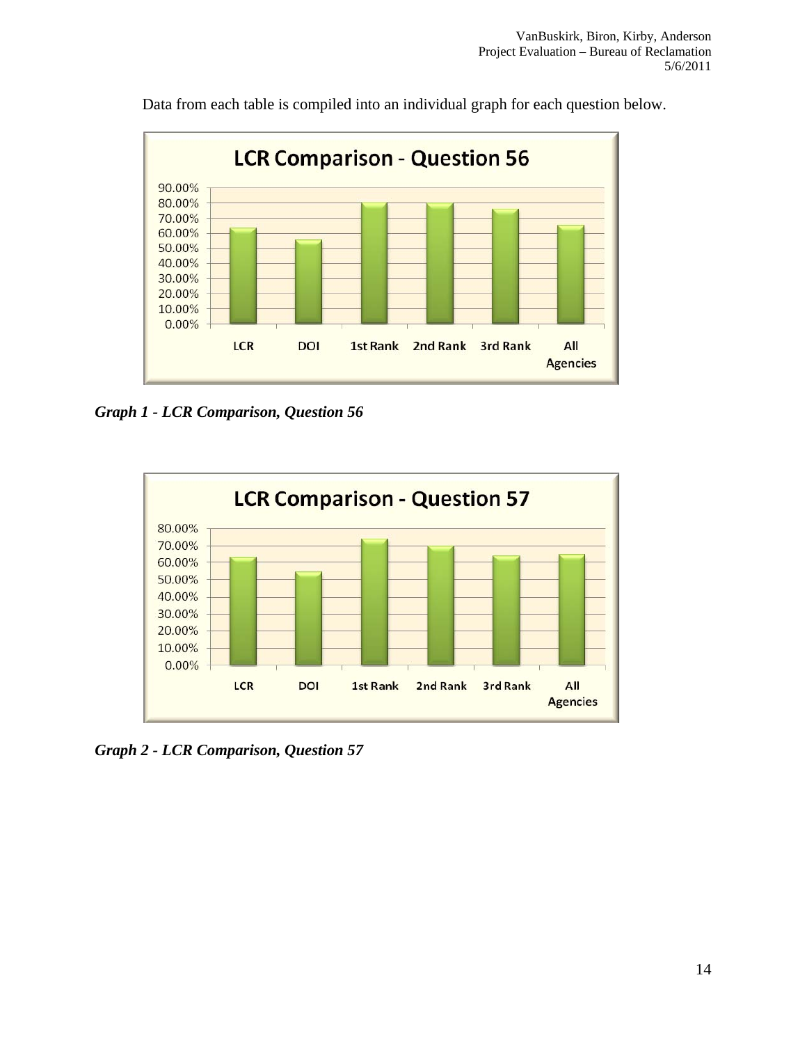Data from each table is compiled into an individual graph for each question below.

***Graph 1 - LCR Comparison, Question 56***

***Graph 2 - LCR Comparison, Question 57***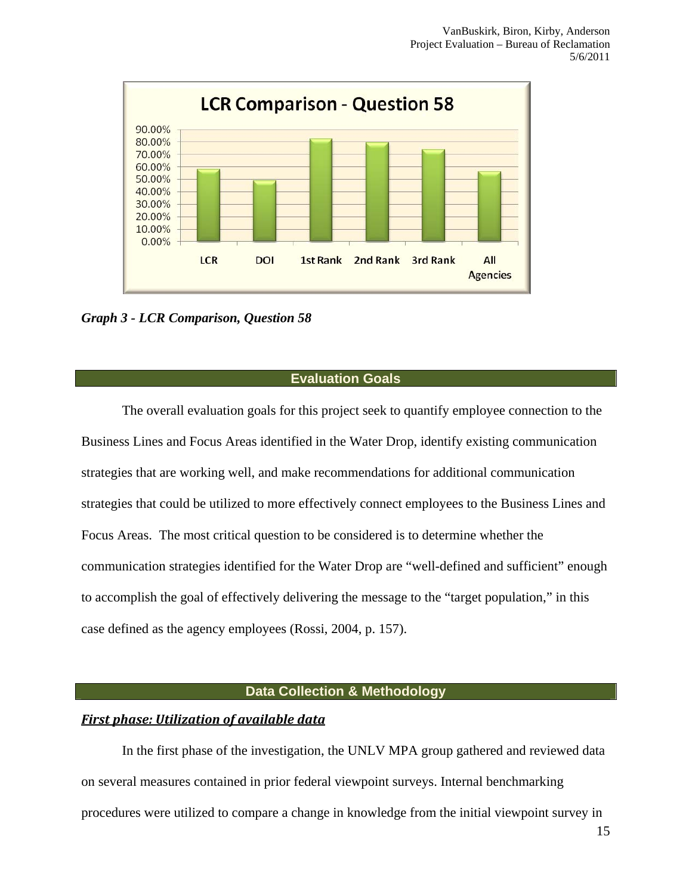*Graph 3 - LCR Comparison, Question 58*

## Evaluation Goals

The overall evaluation goals for this project seek to quantify employee connection to the Business Lines and Focus Areas identified in the Water Drop, identify existing communication strategies that are working well, and make recommendations for additional communication strategies that could be utilized to more effectively connect employees to the Business Lines and Focus Areas. The most critical question to be considered is to determine whether the communication strategies identified for the Water Drop are "well-defined and sufficient" enough to accomplish the goal of effectively delivering the message to the "target population," in this case defined as the agency employees (Rossi, 2004, p. 157).

## Data Collection & Methodology

### *First phase: Utilization of available data*

In the first phase of the investigation, the UNLV MPA group gathered and reviewed data on several measures contained in prior federal viewpoint surveys. Internal benchmarking procedures were utilized to compare a change in knowledge from the initial viewpoint survey in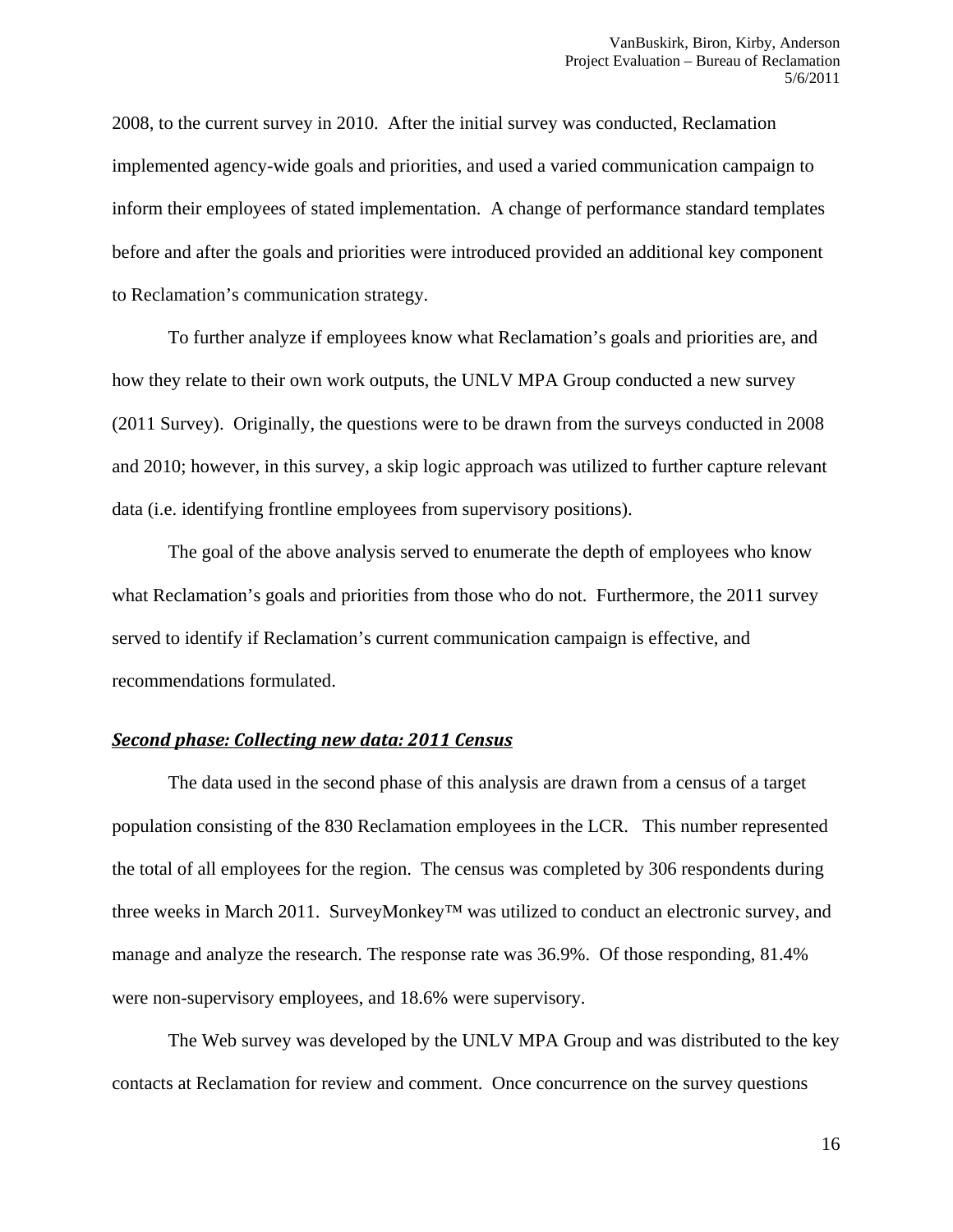2008, to the current survey in 2010. After the initial survey was conducted, Reclamation implemented agency-wide goals and priorities, and used a varied communication campaign to inform their employees of stated implementation. A change of performance standard templates before and after the goals and priorities were introduced provided an additional key component to Reclamation's communication strategy.

To further analyze if employees know what Reclamation's goals and priorities are, and how they relate to their own work outputs, the UNLV MPA Group conducted a new survey (2011 Survey). Originally, the questions were to be drawn from the surveys conducted in 2008 and 2010; however, in this survey, a skip logic approach was utilized to further capture relevant data (i.e. identifying frontline employees from supervisory positions).

The goal of the above analysis served to enumerate the depth of employees who know what Reclamation's goals and priorities from those who do not. Furthermore, the 2011 survey served to identify if Reclamation's current communication campaign is effective, and recommendations formulated.

### ***Second phase: Collecting new data: 2011 Census***

The data used in the second phase of this analysis are drawn from a census of a target population consisting of the 830 Reclamation employees in the LCR. This number represented the total of all employees for the region. The census was completed by 306 respondents during three weeks in March 2011. SurveyMonkey™ was utilized to conduct an electronic survey, and manage and analyze the research. The response rate was 36.9%. Of those responding, 81.4% were non-supervisory employees, and 18.6% were supervisory.

The Web survey was developed by the UNLV MPA Group and was distributed to the key contacts at Reclamation for review and comment. Once concurrence on the survey questions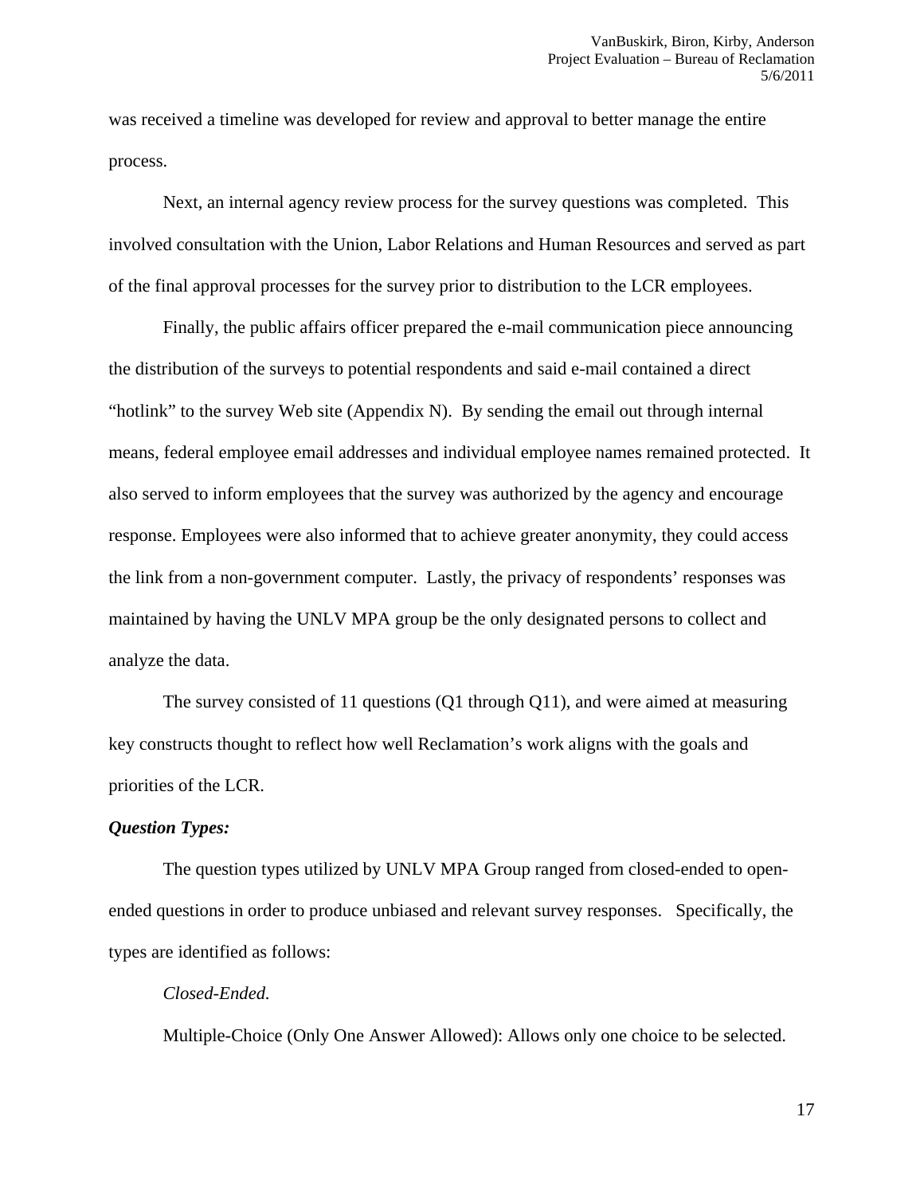was received a timeline was developed for review and approval to better manage the entire process.

Next, an internal agency review process for the survey questions was completed. This involved consultation with the Union, Labor Relations and Human Resources and served as part of the final approval processes for the survey prior to distribution to the LCR employees.

Finally, the public affairs officer prepared the e-mail communication piece announcing the distribution of the surveys to potential respondents and said e-mail contained a direct "hotlink" to the survey Web site (Appendix N). By sending the email out through internal means, federal employee email addresses and individual employee names remained protected. It also served to inform employees that the survey was authorized by the agency and encourage response. Employees were also informed that to achieve greater anonymity, they could access the link from a non-government computer. Lastly, the privacy of respondents' responses was maintained by having the UNLV MPA group be the only designated persons to collect and analyze the data.

The survey consisted of 11 questions (Q1 through Q11), and were aimed at measuring key constructs thought to reflect how well Reclamation's work aligns with the goals and priorities of the LCR.

***Question Types:***

The question types utilized by UNLV MPA Group ranged from closed-ended to open-ended questions in order to produce unbiased and relevant survey responses. Specifically, the types are identified as follows:

*Closed-Ended.*

Multiple-Choice (Only One Answer Allowed): Allows only one choice to be selected.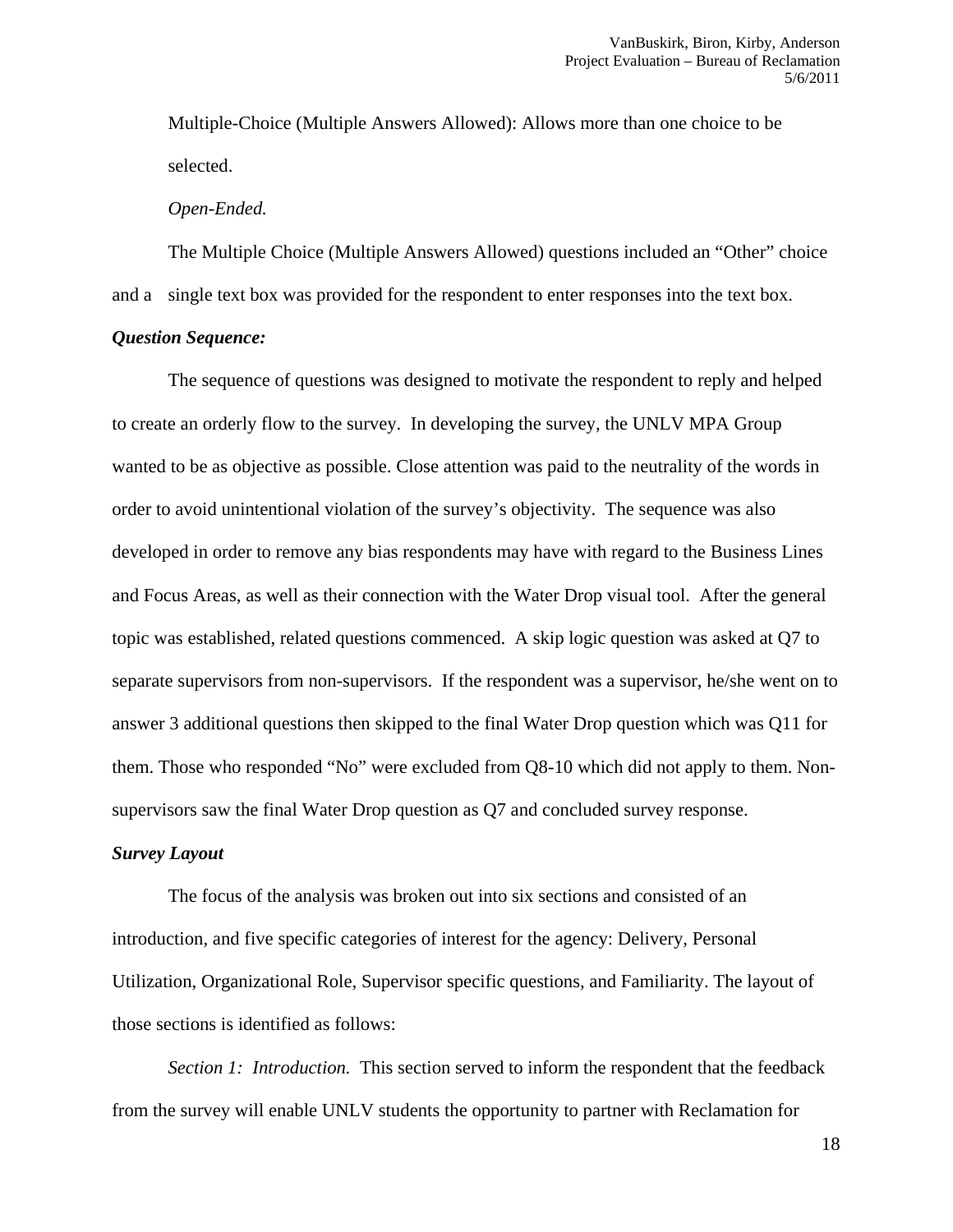Multiple-Choice (Multiple Answers Allowed): Allows more than one choice to be selected.

*Open-Ended.*

The Multiple Choice (Multiple Answers Allowed) questions included an "Other" choice and a single text box was provided for the respondent to enter responses into the text box.

***Question Sequence:***

The sequence of questions was designed to motivate the respondent to reply and helped to create an orderly flow to the survey. In developing the survey, the UNLV MPA Group wanted to be as objective as possible. Close attention was paid to the neutrality of the words in order to avoid unintentional violation of the survey's objectivity. The sequence was also developed in order to remove any bias respondents may have with regard to the Business Lines and Focus Areas, as well as their connection with the Water Drop visual tool. After the general topic was established, related questions commenced. A skip logic question was asked at Q7 to separate supervisors from non-supervisors. If the respondent was a supervisor, he/she went on to answer 3 additional questions then skipped to the final Water Drop question which was Q11 for them. Those who responded "No" were excluded from Q8-10 which did not apply to them. Non-supervisors saw the final Water Drop question as Q7 and concluded survey response.

***Survey Layout***

The focus of the analysis was broken out into six sections and consisted of an introduction, and five specific categories of interest for the agency: Delivery, Personal Utilization, Organizational Role, Supervisor specific questions, and Familiarity. The layout of those sections is identified as follows:

*Section 1: Introduction.* This section served to inform the respondent that the feedback from the survey will enable UNLV students the opportunity to partner with Reclamation for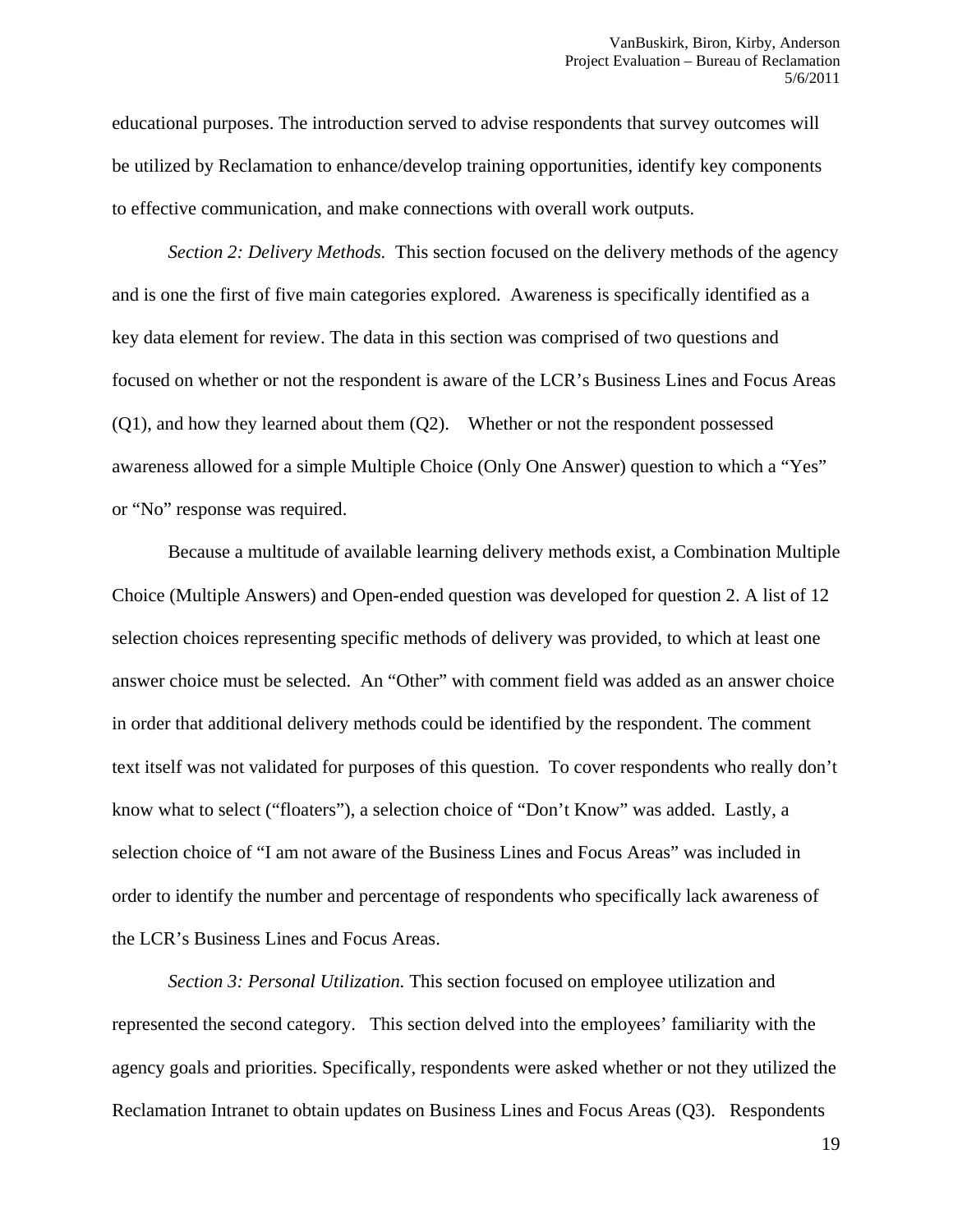educational purposes. The introduction served to advise respondents that survey outcomes will be utilized by Reclamation to enhance/develop training opportunities, identify key components to effective communication, and make connections with overall work outputs.

*Section 2: Delivery Methods.* This section focused on the delivery methods of the agency and is one the first of five main categories explored. Awareness is specifically identified as a key data element for review. The data in this section was comprised of two questions and focused on whether or not the respondent is aware of the LCR's Business Lines and Focus Areas (Q1), and how they learned about them (Q2). Whether or not the respondent possessed awareness allowed for a simple Multiple Choice (Only One Answer) question to which a "Yes" or "No" response was required.

Because a multitude of available learning delivery methods exist, a Combination Multiple Choice (Multiple Answers) and Open-ended question was developed for question 2. A list of 12 selection choices representing specific methods of delivery was provided, to which at least one answer choice must be selected. An "Other" with comment field was added as an answer choice in order that additional delivery methods could be identified by the respondent. The comment text itself was not validated for purposes of this question. To cover respondents who really don't know what to select ("floaters"), a selection choice of "Don't Know" was added. Lastly, a selection choice of "I am not aware of the Business Lines and Focus Areas" was included in order to identify the number and percentage of respondents who specifically lack awareness of the LCR's Business Lines and Focus Areas.

*Section 3: Personal Utilization.* This section focused on employee utilization and represented the second category. This section delved into the employees' familiarity with the agency goals and priorities. Specifically, respondents were asked whether or not they utilized the Reclamation Intranet to obtain updates on Business Lines and Focus Areas (Q3). Respondents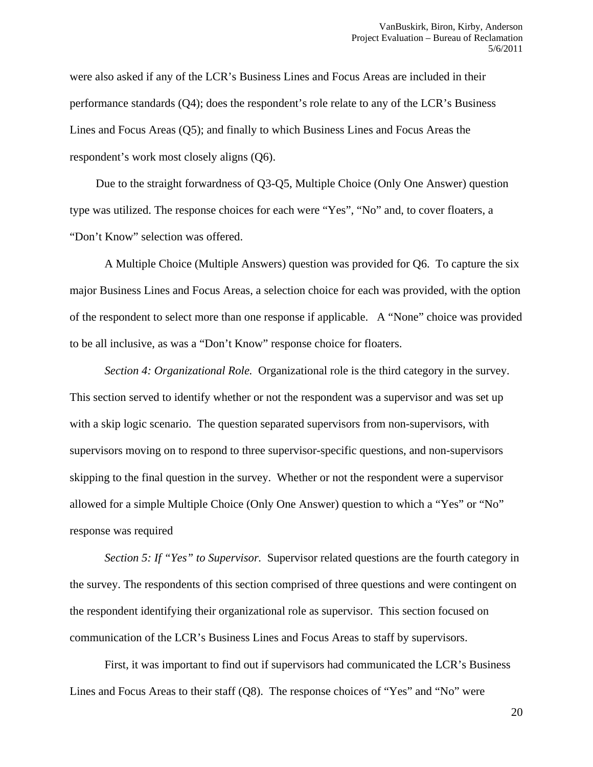were also asked if any of the LCR's Business Lines and Focus Areas are included in their performance standards (Q4); does the respondent's role relate to any of the LCR's Business Lines and Focus Areas (Q5); and finally to which Business Lines and Focus Areas the respondent's work most closely aligns (Q6).

Due to the straight forwardness of Q3-Q5, Multiple Choice (Only One Answer) question type was utilized. The response choices for each were "Yes", "No" and, to cover floaters, a "Don't Know" selection was offered.

A Multiple Choice (Multiple Answers) question was provided for Q6. To capture the six major Business Lines and Focus Areas, a selection choice for each was provided, with the option of the respondent to select more than one response if applicable. A "None" choice was provided to be all inclusive, as was a "Don't Know" response choice for floaters.

*Section 4: Organizational Role.* Organizational role is the third category in the survey. This section served to identify whether or not the respondent was a supervisor and was set up with a skip logic scenario. The question separated supervisors from non-supervisors, with supervisors moving on to respond to three supervisor-specific questions, and non-supervisors skipping to the final question in the survey. Whether or not the respondent were a supervisor allowed for a simple Multiple Choice (Only One Answer) question to which a "Yes" or "No" response was required

*Section 5: If "Yes" to Supervisor.* Supervisor related questions are the fourth category in the survey. The respondents of this section comprised of three questions and were contingent on the respondent identifying their organizational role as supervisor. This section focused on communication of the LCR's Business Lines and Focus Areas to staff by supervisors.

First, it was important to find out if supervisors had communicated the LCR's Business Lines and Focus Areas to their staff (Q8). The response choices of "Yes" and "No" were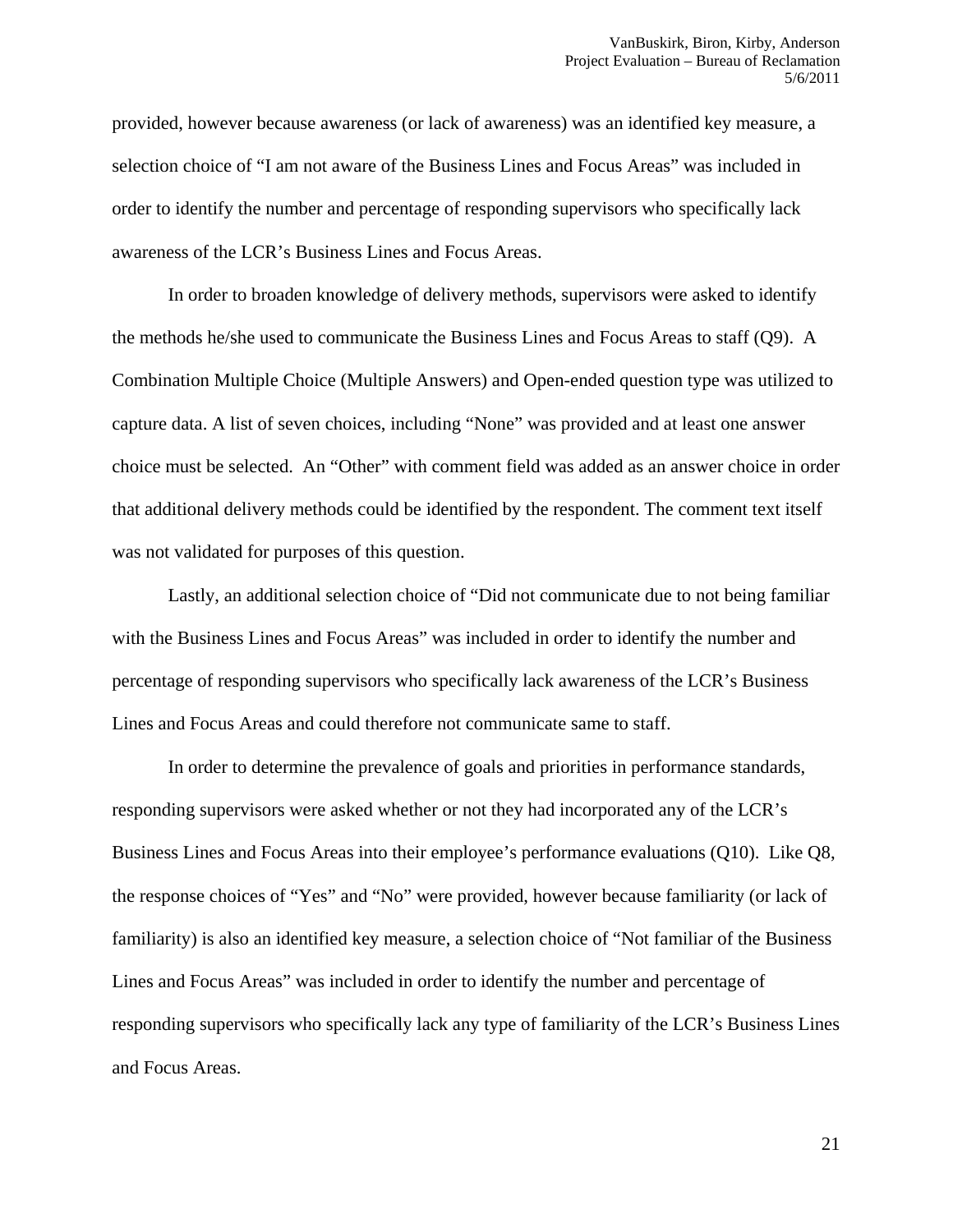provided, however because awareness (or lack of awareness) was an identified key measure, a selection choice of "I am not aware of the Business Lines and Focus Areas" was included in order to identify the number and percentage of responding supervisors who specifically lack awareness of the LCR's Business Lines and Focus Areas.

In order to broaden knowledge of delivery methods, supervisors were asked to identify the methods he/she used to communicate the Business Lines and Focus Areas to staff (Q9). A Combination Multiple Choice (Multiple Answers) and Open-ended question type was utilized to capture data. A list of seven choices, including "None" was provided and at least one answer choice must be selected. An "Other" with comment field was added as an answer choice in order that additional delivery methods could be identified by the respondent. The comment text itself was not validated for purposes of this question.

Lastly, an additional selection choice of "Did not communicate due to not being familiar with the Business Lines and Focus Areas" was included in order to identify the number and percentage of responding supervisors who specifically lack awareness of the LCR's Business Lines and Focus Areas and could therefore not communicate same to staff.

In order to determine the prevalence of goals and priorities in performance standards, responding supervisors were asked whether or not they had incorporated any of the LCR's Business Lines and Focus Areas into their employee's performance evaluations (Q10). Like Q8, the response choices of "Yes" and "No" were provided, however because familiarity (or lack of familiarity) is also an identified key measure, a selection choice of "Not familiar of the Business Lines and Focus Areas" was included in order to identify the number and percentage of responding supervisors who specifically lack any type of familiarity of the LCR's Business Lines and Focus Areas.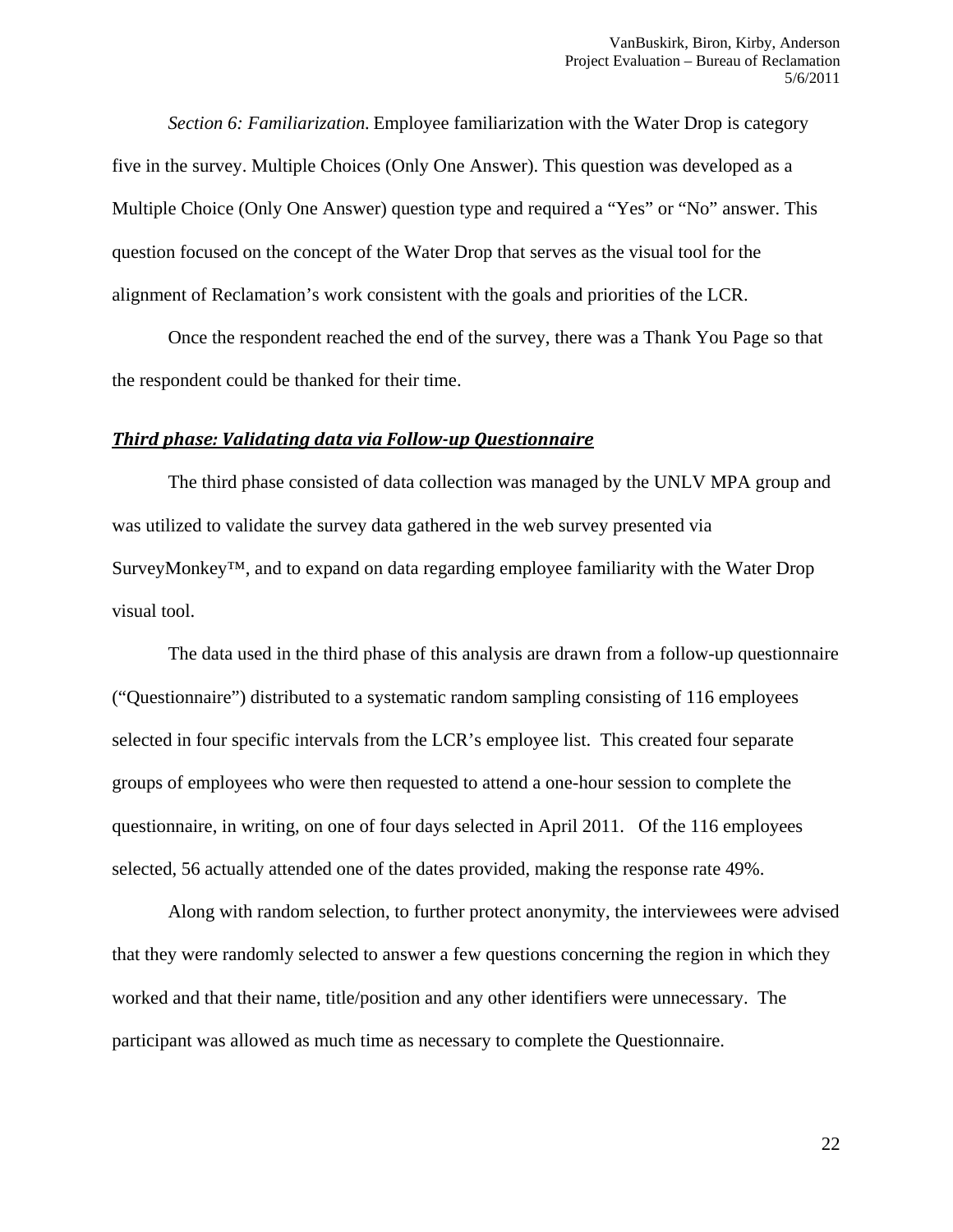*Section 6: Familiarization.* Employee familiarization with the Water Drop is category five in the survey. Multiple Choices (Only One Answer). This question was developed as a Multiple Choice (Only One Answer) question type and required a "Yes" or "No" answer. This question focused on the concept of the Water Drop that serves as the visual tool for the alignment of Reclamation's work consistent with the goals and priorities of the LCR.

Once the respondent reached the end of the survey, there was a Thank You Page so that the respondent could be thanked for their time.

### ***Third phase: Validating data via Follow-up Questionnaire***

The third phase consisted of data collection was managed by the UNLV MPA group and was utilized to validate the survey data gathered in the web survey presented via SurveyMonkey™, and to expand on data regarding employee familiarity with the Water Drop visual tool.

The data used in the third phase of this analysis are drawn from a follow-up questionnaire ("Questionnaire") distributed to a systematic random sampling consisting of 116 employees selected in four specific intervals from the LCR's employee list. This created four separate groups of employees who were then requested to attend a one-hour session to complete the questionnaire, in writing, on one of four days selected in April 2011. Of the 116 employees selected, 56 actually attended one of the dates provided, making the response rate 49%.

Along with random selection, to further protect anonymity, the interviewees were advised that they were randomly selected to answer a few questions concerning the region in which they worked and that their name, title/position and any other identifiers were unnecessary. The participant was allowed as much time as necessary to complete the Questionnaire.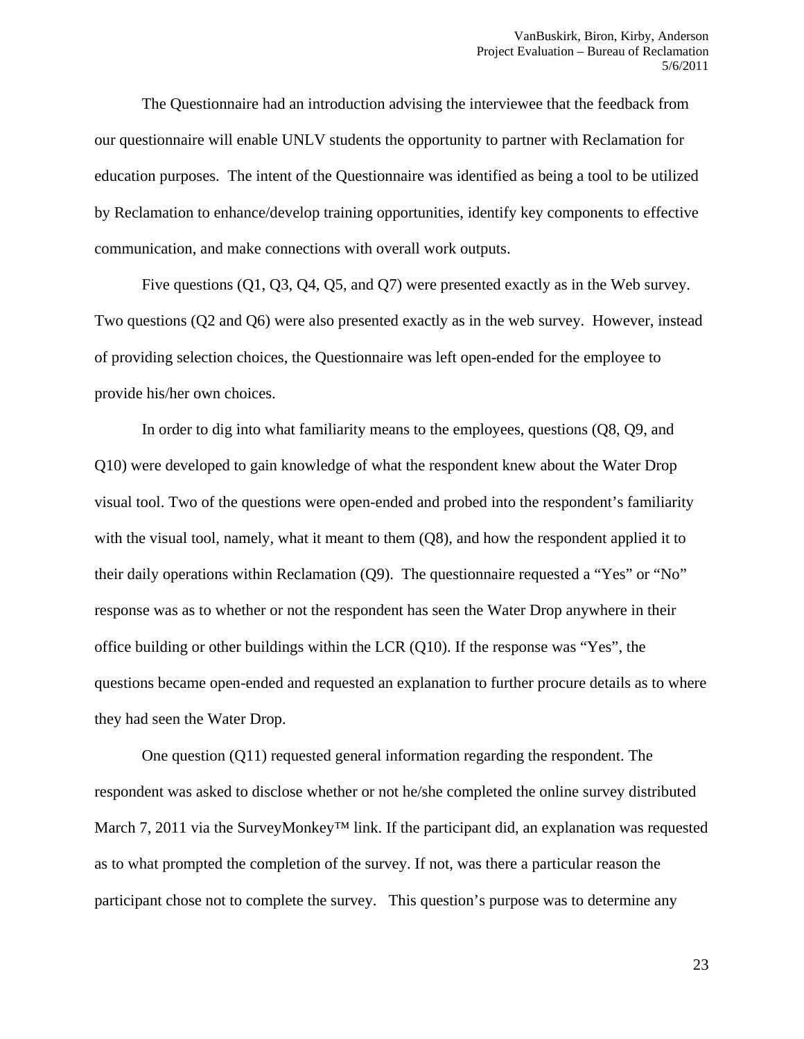The Questionnaire had an introduction advising the interviewee that the feedback from our questionnaire will enable UNLV students the opportunity to partner with Reclamation for education purposes. The intent of the Questionnaire was identified as being a tool to be utilized by Reclamation to enhance/develop training opportunities, identify key components to effective communication, and make connections with overall work outputs.

Five questions (Q1, Q3, Q4, Q5, and Q7) were presented exactly as in the Web survey. Two questions (Q2 and Q6) were also presented exactly as in the web survey. However, instead of providing selection choices, the Questionnaire was left open-ended for the employee to provide his/her own choices.

In order to dig into what familiarity means to the employees, questions (Q8, Q9, and Q10) were developed to gain knowledge of what the respondent knew about the Water Drop visual tool. Two of the questions were open-ended and probed into the respondent's familiarity with the visual tool, namely, what it meant to them (Q8), and how the respondent applied it to their daily operations within Reclamation (Q9). The questionnaire requested a "Yes" or "No" response was as to whether or not the respondent has seen the Water Drop anywhere in their office building or other buildings within the LCR (Q10). If the response was "Yes", the questions became open-ended and requested an explanation to further procure details as to where they had seen the Water Drop.

One question (Q11) requested general information regarding the respondent. The respondent was asked to disclose whether or not he/she completed the online survey distributed March 7, 2011 via the SurveyMonkey™ link. If the participant did, an explanation was requested as to what prompted the completion of the survey. If not, was there a particular reason the participant chose not to complete the survey. This question's purpose was to determine any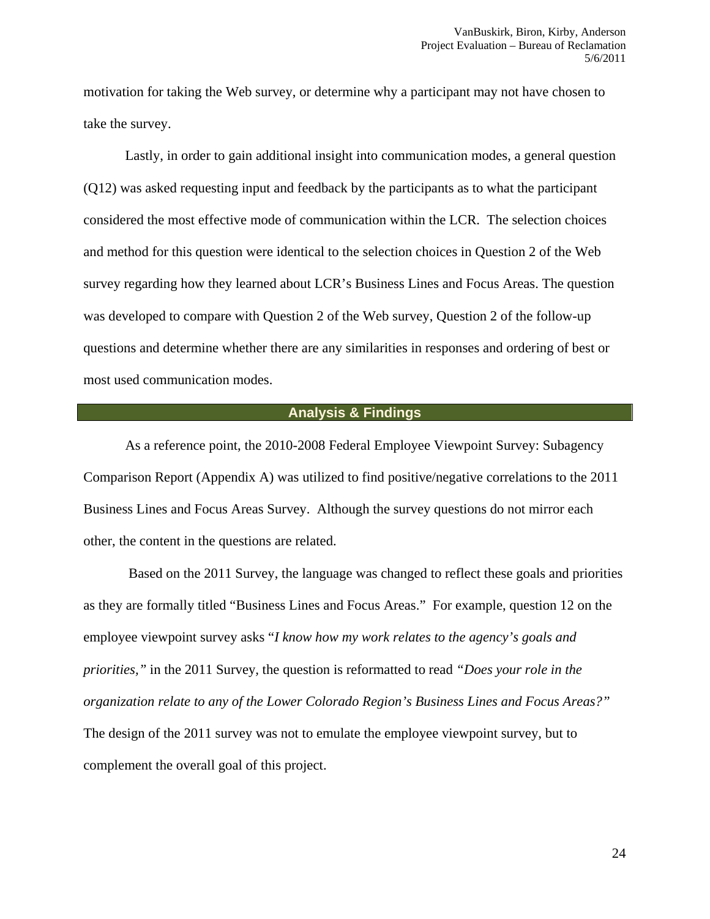motivation for taking the Web survey, or determine why a participant may not have chosen to take the survey.

Lastly, in order to gain additional insight into communication modes, a general question (Q12) was asked requesting input and feedback by the participants as to what the participant considered the most effective mode of communication within the LCR. The selection choices and method for this question were identical to the selection choices in Question 2 of the Web survey regarding how they learned about LCR's Business Lines and Focus Areas. The question was developed to compare with Question 2 of the Web survey, Question 2 of the follow-up questions and determine whether there are any similarities in responses and ordering of best or most used communication modes.

## Analysis & Findings

As a reference point, the 2010-2008 Federal Employee Viewpoint Survey: Subagency Comparison Report (Appendix A) was utilized to find positive/negative correlations to the 2011 Business Lines and Focus Areas Survey. Although the survey questions do not mirror each other, the content in the questions are related.

Based on the 2011 Survey, the language was changed to reflect these goals and priorities as they are formally titled "Business Lines and Focus Areas." For example, question 12 on the employee viewpoint survey asks "*I know how my work relates to the agency's goals and priorities,"* in the 2011 Survey, the question is reformatted to read *"Does your role in the organization relate to any of the Lower Colorado Region's Business Lines and Focus Areas?"* The design of the 2011 survey was not to emulate the employee viewpoint survey, but to complement the overall goal of this project.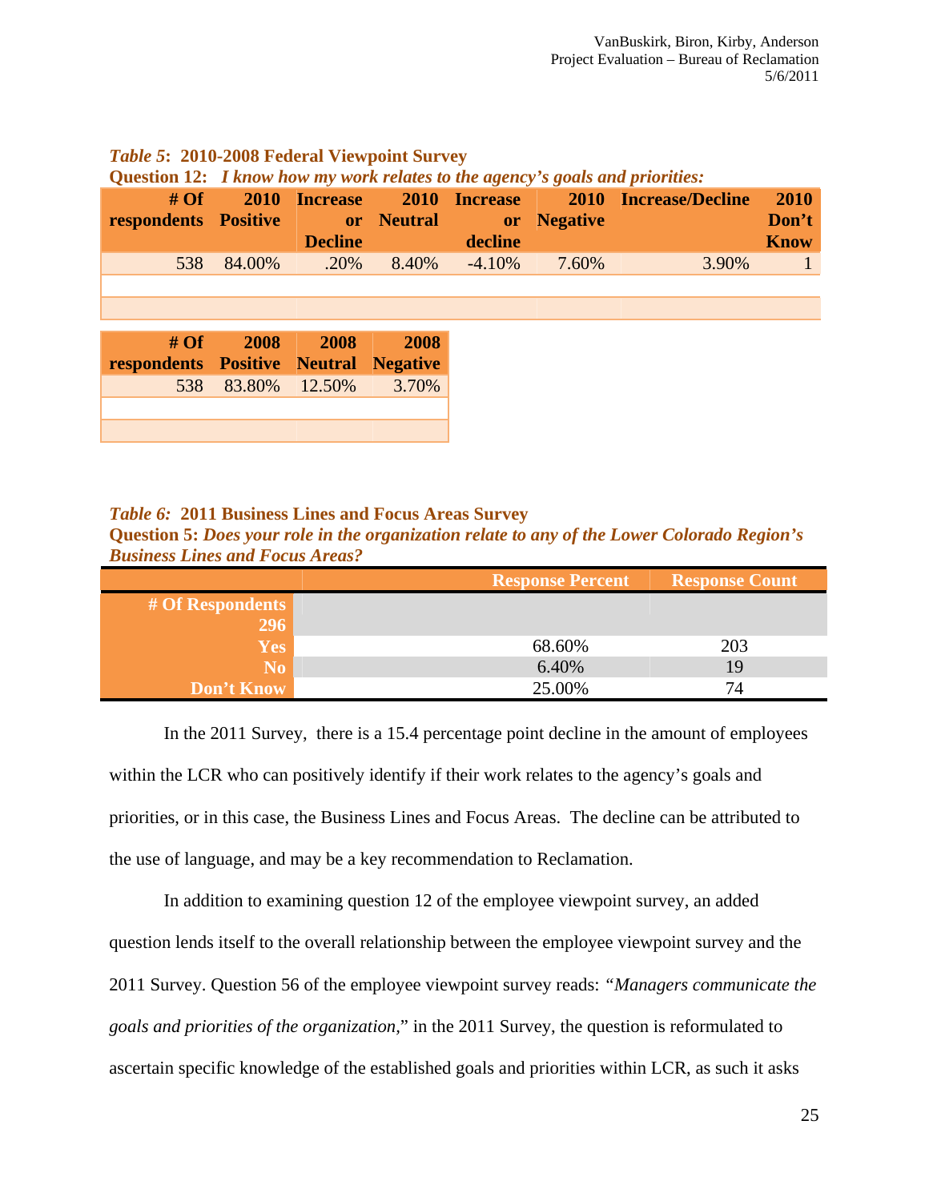***Table 5*: 2010-2008 Federal Viewpoint Survey**

**Question 12:** ***I know how my work relates to the agency's goals and priorities:***

| # Of respondents | 2010 Positive | Increase or Decline | 2010 Neutral | Increase or decline | 2010 Negative | Increase/Decline | 2010 Don't Know |
|---|---|---|---|---|---|---|---|
| 538 | 84.00% | .20% | 8.40% | -4.10% | 7.60% | 3.90% | 1 |
| | | | | | | | |
| | | | | | | | |

| # Of respondents | 2008 Positive | 2008 Neutral | 2008 Negative |
|---|---|---|---|
| 538 | 83.80% | 12.50% | 3.70% |
| | | | |
| | | | |

***Table 6:* 2011 Business Lines and Focus Areas Survey**

**Question 5:** ***Does your role in the organization relate to any of the Lower Colorado Region's Business Lines and Focus Areas?***

| | Response Percent | Response Count |
|---|---|---|
| # Of Respondents 296 | | |
| Yes | 68.60% | 203 |
| No | 6.40% | 19 |
| Don't Know | 25.00% | 74 |

In the 2011 Survey, there is a 15.4 percentage point decline in the amount of employees within the LCR who can positively identify if their work relates to the agency's goals and priorities, or in this case, the Business Lines and Focus Areas. The decline can be attributed to the use of language, and may be a key recommendation to Reclamation.

In addition to examining question 12 of the employee viewpoint survey, an added question lends itself to the overall relationship between the employee viewpoint survey and the 2011 Survey. Question 56 of the employee viewpoint survey reads: *"Managers communicate the goals and priorities of the organization,"* in the 2011 Survey, the question is reformulated to ascertain specific knowledge of the established goals and priorities within LCR, as such it asks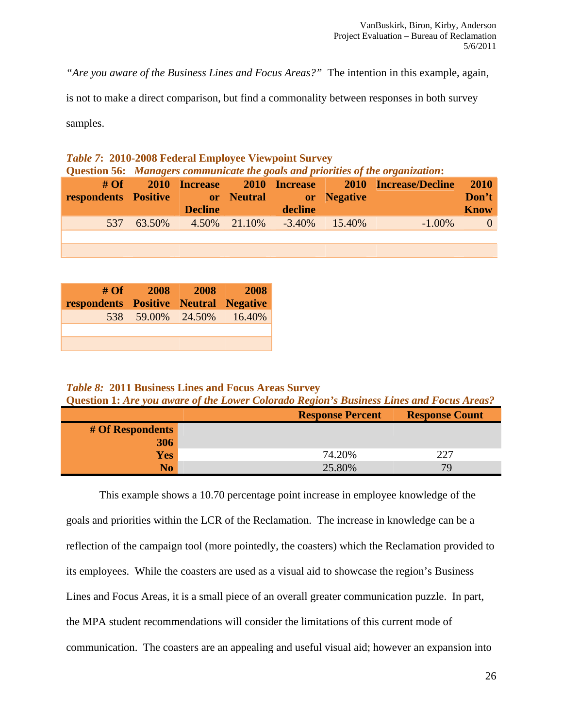*"Are you aware of the Business Lines and Focus Areas?"* The intention in this example, again, is not to make a direct comparison, but find a commonality between responses in both survey samples.

***Table 7*: 2010-2008 Federal Employee Viewpoint Survey**
**Question 56: *Managers communicate the goals and priorities of the organization:***

| # Of respondents | 2010 Positive | Increase or Decline | 2010 Neutral | Increase or decline | 2010 Negative | Increase/Decline | 2010 Don't Know |
|---|---|---|---|---|---|---|---|
| 537 | 63.50% | 4.50% | 21.10% | -3.40% | 15.40% | -1.00% | 0 |
| | | | | | | | |
| | | | | | | | |

| # Of respondents | 2008 Positive | 2008 Neutral | 2008 Negative |
|---|---|---|---|
| 538 | 59.00% | 24.50% | 16.40% |
| | | | |
| | | | |

***Table 8:* 2011 Business Lines and Focus Areas Survey**
**Question 1: *Are you aware of the Lower Colorado Region's Business Lines and Focus Areas?***

| | Response Percent | Response Count |
|---|---|---|
| **# Of Respondents 306** | | |
| **Yes** | 74.20% | 227 |
| **No** | 25.80% | 79 |

This example shows a 10.70 percentage point increase in employee knowledge of the goals and priorities within the LCR of the Reclamation. The increase in knowledge can be a reflection of the campaign tool (more pointedly, the coasters) which the Reclamation provided to its employees. While the coasters are used as a visual aid to showcase the region's Business Lines and Focus Areas, it is a small piece of an overall greater communication puzzle. In part, the MPA student recommendations will consider the limitations of this current mode of communication. The coasters are an appealing and useful visual aid; however an expansion into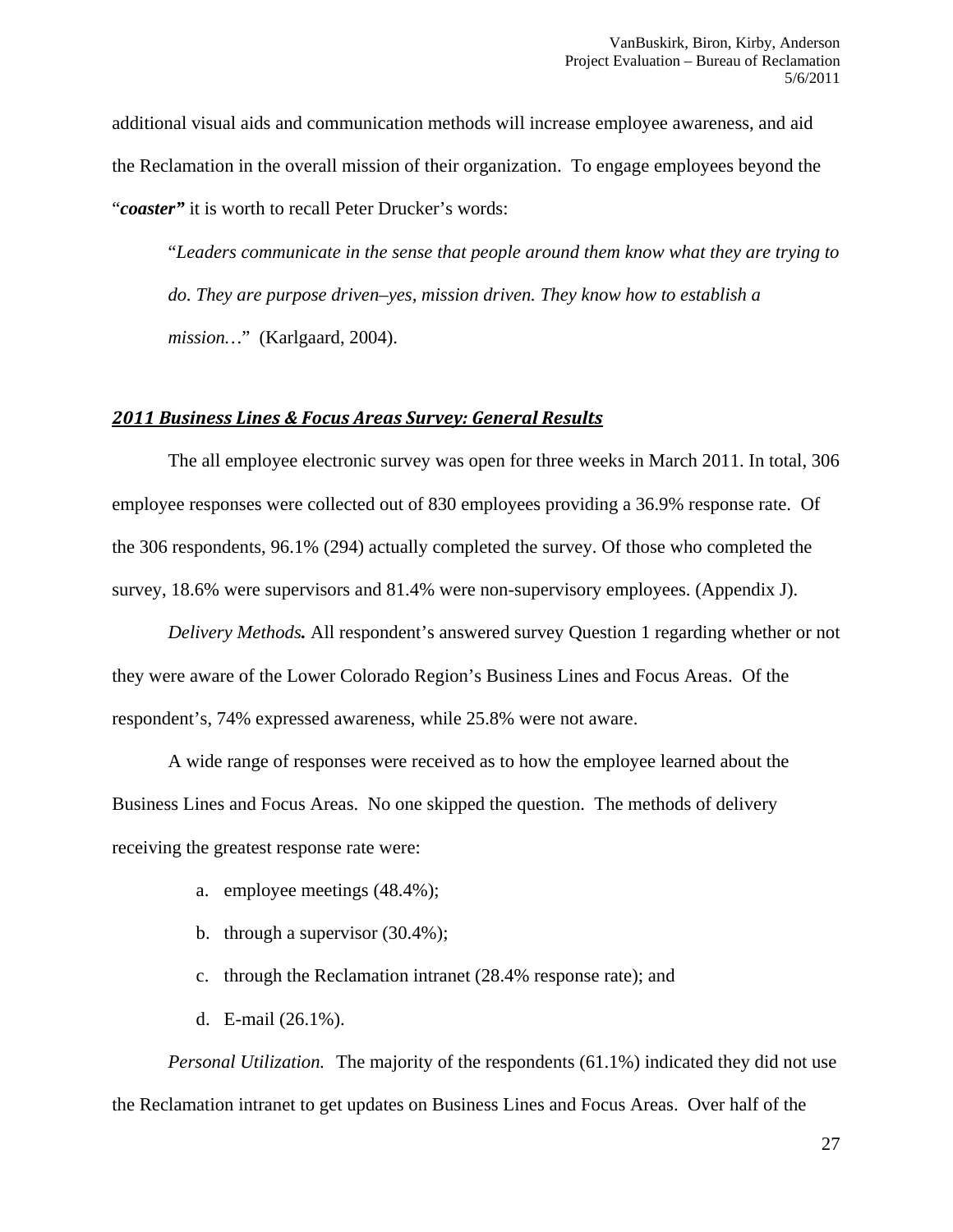additional visual aids and communication methods will increase employee awareness, and aid the Reclamation in the overall mission of their organization. To engage employees beyond the "***coaster"*** it is worth to recall Peter Drucker's words:

> "*Leaders communicate in the sense that people around them know what they are trying to do. They are purpose driven–yes, mission driven. They know how to establish a mission…*" (Karlgaard, 2004).

### ***2011 Business Lines & Focus Areas Survey: General Results***

The all employee electronic survey was open for three weeks in March 2011. In total, 306 employee responses were collected out of 830 employees providing a 36.9% response rate. Of the 306 respondents, 96.1% (294) actually completed the survey. Of those who completed the survey, 18.6% were supervisors and 81.4% were non-supervisory employees. (Appendix J).

*Delivery Methods.* All respondent's answered survey Question 1 regarding whether or not they were aware of the Lower Colorado Region's Business Lines and Focus Areas. Of the respondent's, 74% expressed awareness, while 25.8% were not aware.

A wide range of responses were received as to how the employee learned about the Business Lines and Focus Areas. No one skipped the question. The methods of delivery receiving the greatest response rate were:

a. employee meetings (48.4%);

b. through a supervisor (30.4%);

c. through the Reclamation intranet (28.4% response rate); and

d. E-mail (26.1%).

*Personal Utilization.* The majority of the respondents (61.1%) indicated they did not use the Reclamation intranet to get updates on Business Lines and Focus Areas. Over half of the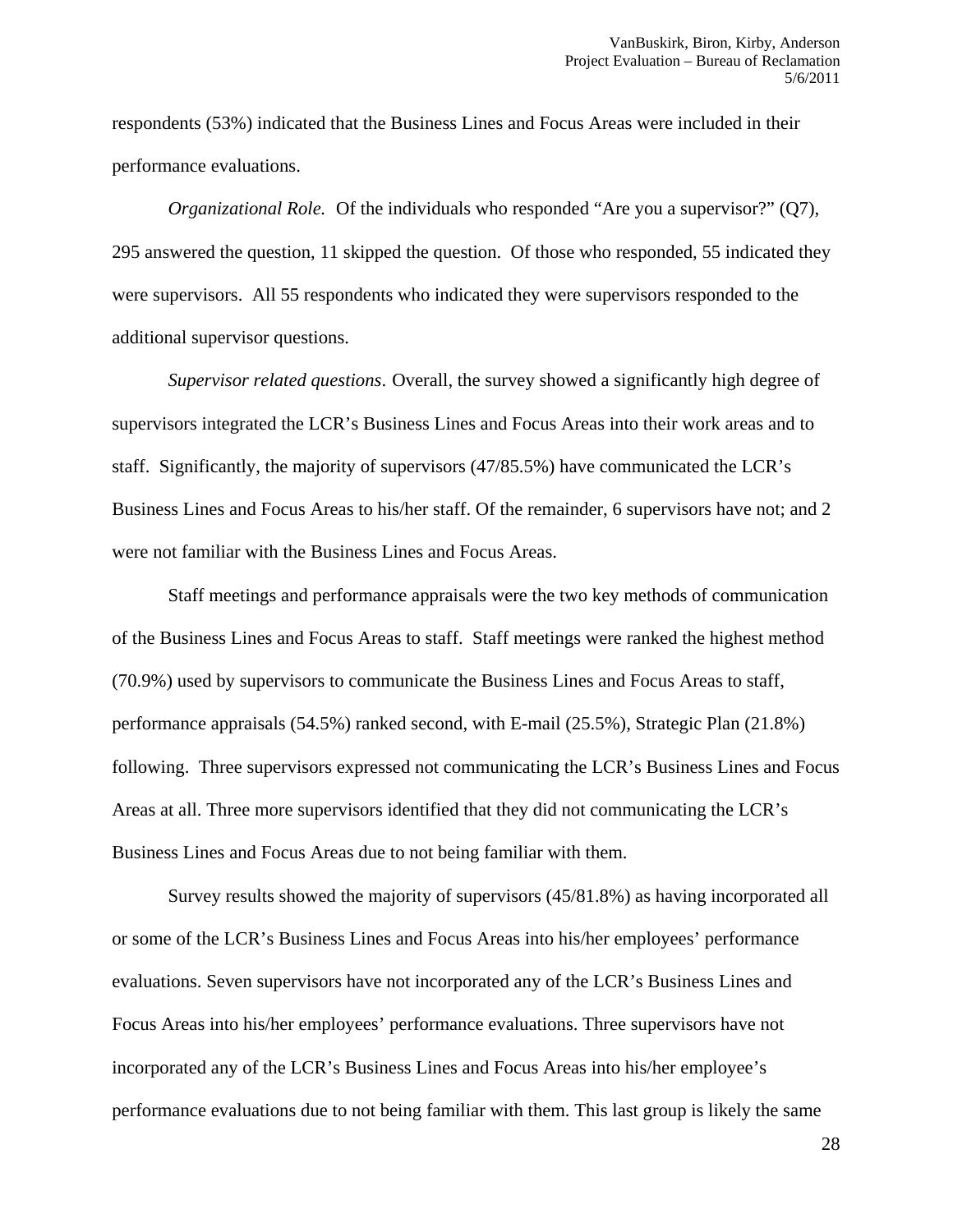respondents (53%) indicated that the Business Lines and Focus Areas were included in their performance evaluations.

*Organizational Role.* Of the individuals who responded "Are you a supervisor?" (Q7), 295 answered the question, 11 skipped the question. Of those who responded, 55 indicated they were supervisors. All 55 respondents who indicated they were supervisors responded to the additional supervisor questions.

*Supervisor related questions*. Overall, the survey showed a significantly high degree of supervisors integrated the LCR's Business Lines and Focus Areas into their work areas and to staff. Significantly, the majority of supervisors (47/85.5%) have communicated the LCR's Business Lines and Focus Areas to his/her staff. Of the remainder, 6 supervisors have not; and 2 were not familiar with the Business Lines and Focus Areas.

Staff meetings and performance appraisals were the two key methods of communication of the Business Lines and Focus Areas to staff. Staff meetings were ranked the highest method (70.9%) used by supervisors to communicate the Business Lines and Focus Areas to staff, performance appraisals (54.5%) ranked second, with E-mail (25.5%), Strategic Plan (21.8%) following. Three supervisors expressed not communicating the LCR's Business Lines and Focus Areas at all. Three more supervisors identified that they did not communicating the LCR's Business Lines and Focus Areas due to not being familiar with them.

Survey results showed the majority of supervisors (45/81.8%) as having incorporated all or some of the LCR's Business Lines and Focus Areas into his/her employees' performance evaluations. Seven supervisors have not incorporated any of the LCR's Business Lines and Focus Areas into his/her employees' performance evaluations. Three supervisors have not incorporated any of the LCR's Business Lines and Focus Areas into his/her employee's performance evaluations due to not being familiar with them. This last group is likely the same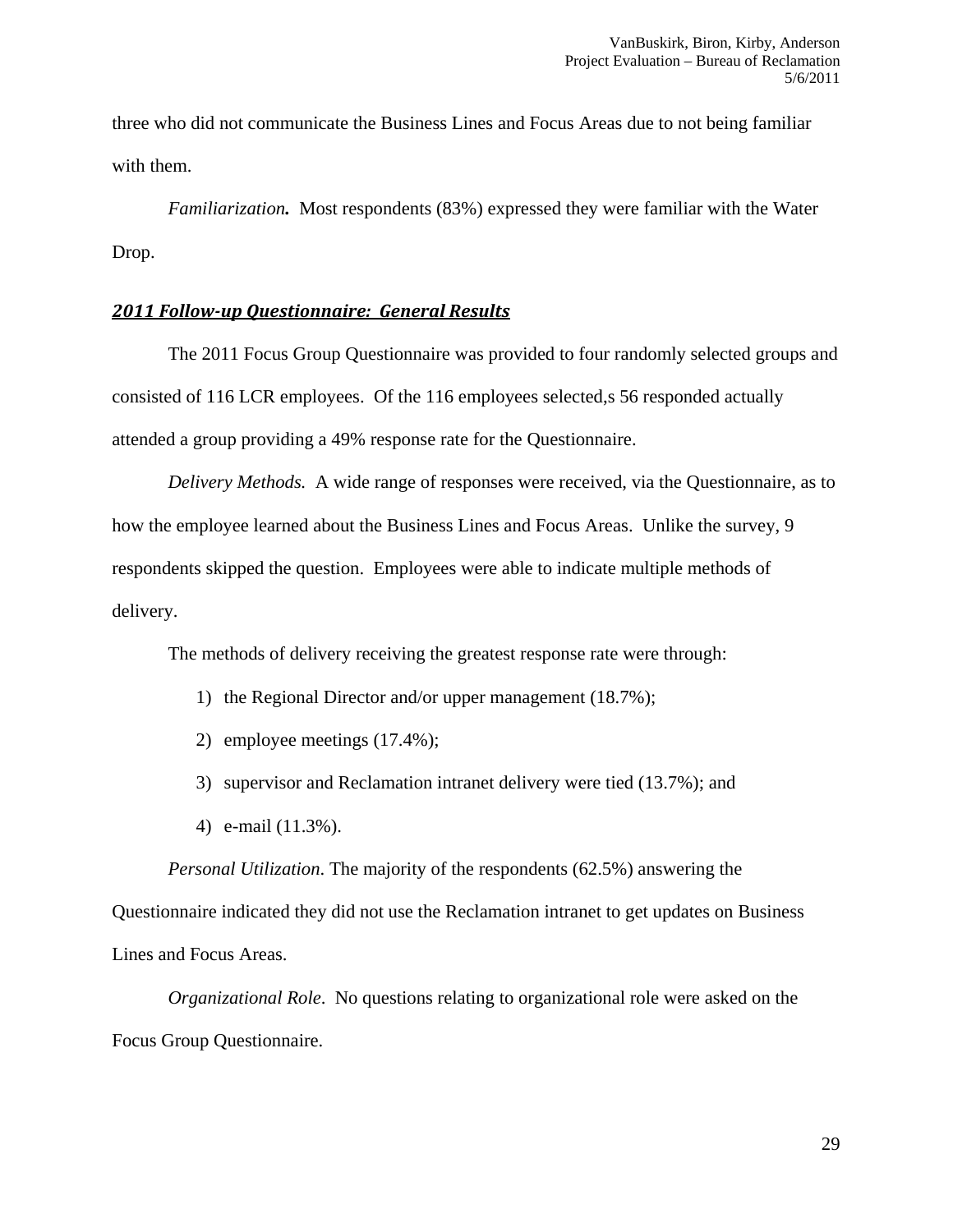three who did not communicate the Business Lines and Focus Areas due to not being familiar with them.

*Familiarization**.*** Most respondents (83%) expressed they were familiar with the Water Drop.

### ***2011 Follow-up Questionnaire: General Results***

The 2011 Focus Group Questionnaire was provided to four randomly selected groups and consisted of 116 LCR employees. Of the 116 employees selected,s 56 responded actually attended a group providing a 49% response rate for the Questionnaire.

*Delivery Methods.* A wide range of responses were received, via the Questionnaire, as to how the employee learned about the Business Lines and Focus Areas. Unlike the survey, 9 respondents skipped the question. Employees were able to indicate multiple methods of delivery.

The methods of delivery receiving the greatest response rate were through:

1) the Regional Director and/or upper management (18.7%);
2) employee meetings (17.4%);
3) supervisor and Reclamation intranet delivery were tied (13.7%); and
4) e-mail (11.3%).

*Personal Utilization*. The majority of the respondents (62.5%) answering the Questionnaire indicated they did not use the Reclamation intranet to get updates on Business Lines and Focus Areas.

*Organizational Role*. No questions relating to organizational role were asked on the Focus Group Questionnaire.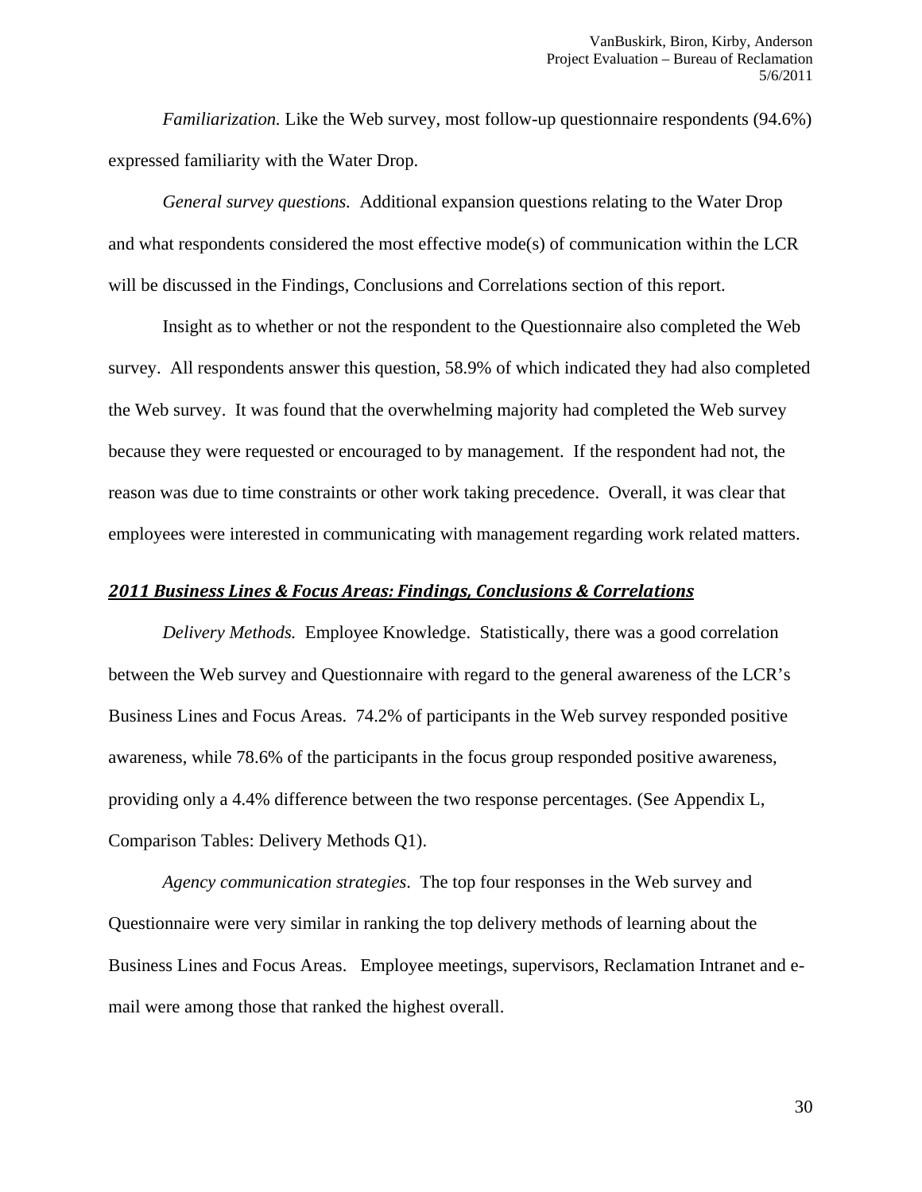*Familiarization.* Like the Web survey, most follow-up questionnaire respondents (94.6%) expressed familiarity with the Water Drop.

*General survey questions.* Additional expansion questions relating to the Water Drop and what respondents considered the most effective mode(s) of communication within the LCR will be discussed in the Findings, Conclusions and Correlations section of this report.

Insight as to whether or not the respondent to the Questionnaire also completed the Web survey. All respondents answer this question, 58.9% of which indicated they had also completed the Web survey. It was found that the overwhelming majority had completed the Web survey because they were requested or encouraged to by management. If the respondent had not, the reason was due to time constraints or other work taking precedence. Overall, it was clear that employees were interested in communicating with management regarding work related matters.

## ***2011 Business Lines & Focus Areas: Findings, Conclusions & Correlations***

*Delivery Methods.* Employee Knowledge. Statistically, there was a good correlation between the Web survey and Questionnaire with regard to the general awareness of the LCR's Business Lines and Focus Areas. 74.2% of participants in the Web survey responded positive awareness, while 78.6% of the participants in the focus group responded positive awareness, providing only a 4.4% difference between the two response percentages. (See Appendix L, Comparison Tables: Delivery Methods Q1).

*Agency communication strategies.* The top four responses in the Web survey and Questionnaire were very similar in ranking the top delivery methods of learning about the Business Lines and Focus Areas. Employee meetings, supervisors, Reclamation Intranet and e-mail were among those that ranked the highest overall.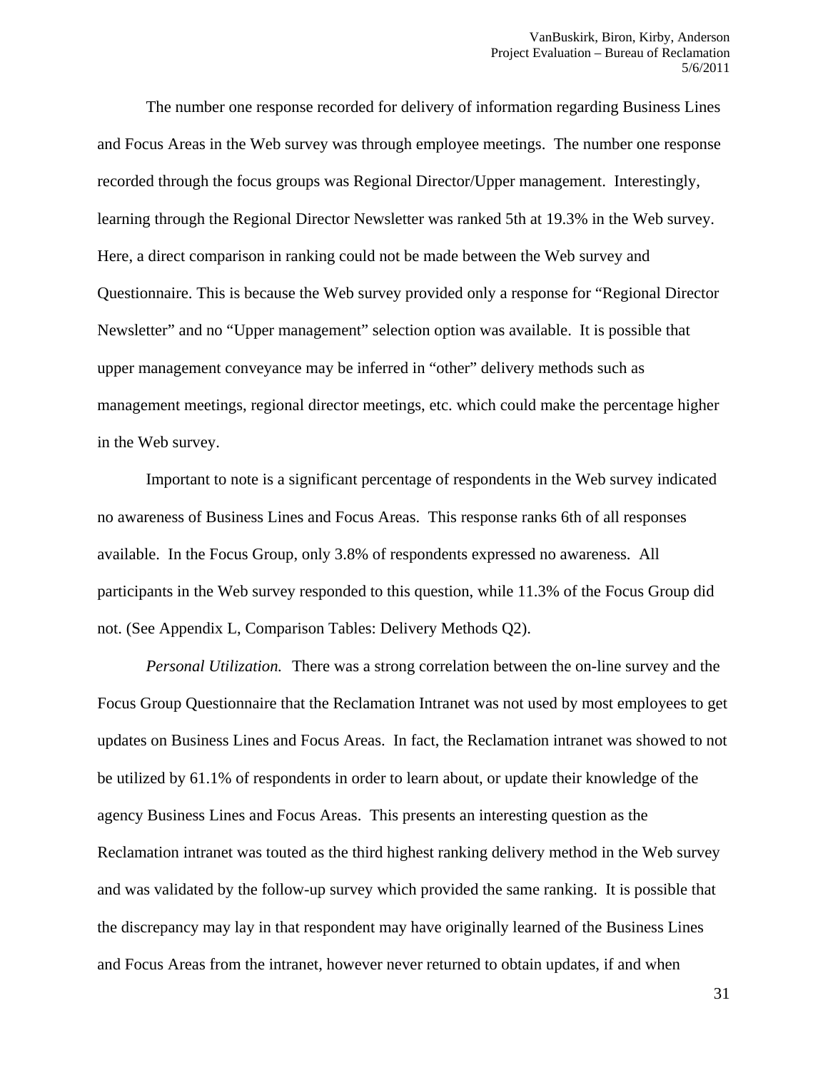The number one response recorded for delivery of information regarding Business Lines and Focus Areas in the Web survey was through employee meetings. The number one response recorded through the focus groups was Regional Director/Upper management. Interestingly, learning through the Regional Director Newsletter was ranked 5th at 19.3% in the Web survey. Here, a direct comparison in ranking could not be made between the Web survey and Questionnaire. This is because the Web survey provided only a response for "Regional Director Newsletter" and no "Upper management" selection option was available. It is possible that upper management conveyance may be inferred in "other" delivery methods such as management meetings, regional director meetings, etc. which could make the percentage higher in the Web survey.

Important to note is a significant percentage of respondents in the Web survey indicated no awareness of Business Lines and Focus Areas. This response ranks 6th of all responses available. In the Focus Group, only 3.8% of respondents expressed no awareness. All participants in the Web survey responded to this question, while 11.3% of the Focus Group did not. (See Appendix L, Comparison Tables: Delivery Methods Q2).

*Personal Utilization.* There was a strong correlation between the on-line survey and the Focus Group Questionnaire that the Reclamation Intranet was not used by most employees to get updates on Business Lines and Focus Areas. In fact, the Reclamation intranet was showed to not be utilized by 61.1% of respondents in order to learn about, or update their knowledge of the agency Business Lines and Focus Areas. This presents an interesting question as the Reclamation intranet was touted as the third highest ranking delivery method in the Web survey and was validated by the follow-up survey which provided the same ranking. It is possible that the discrepancy may lay in that respondent may have originally learned of the Business Lines and Focus Areas from the intranet, however never returned to obtain updates, if and when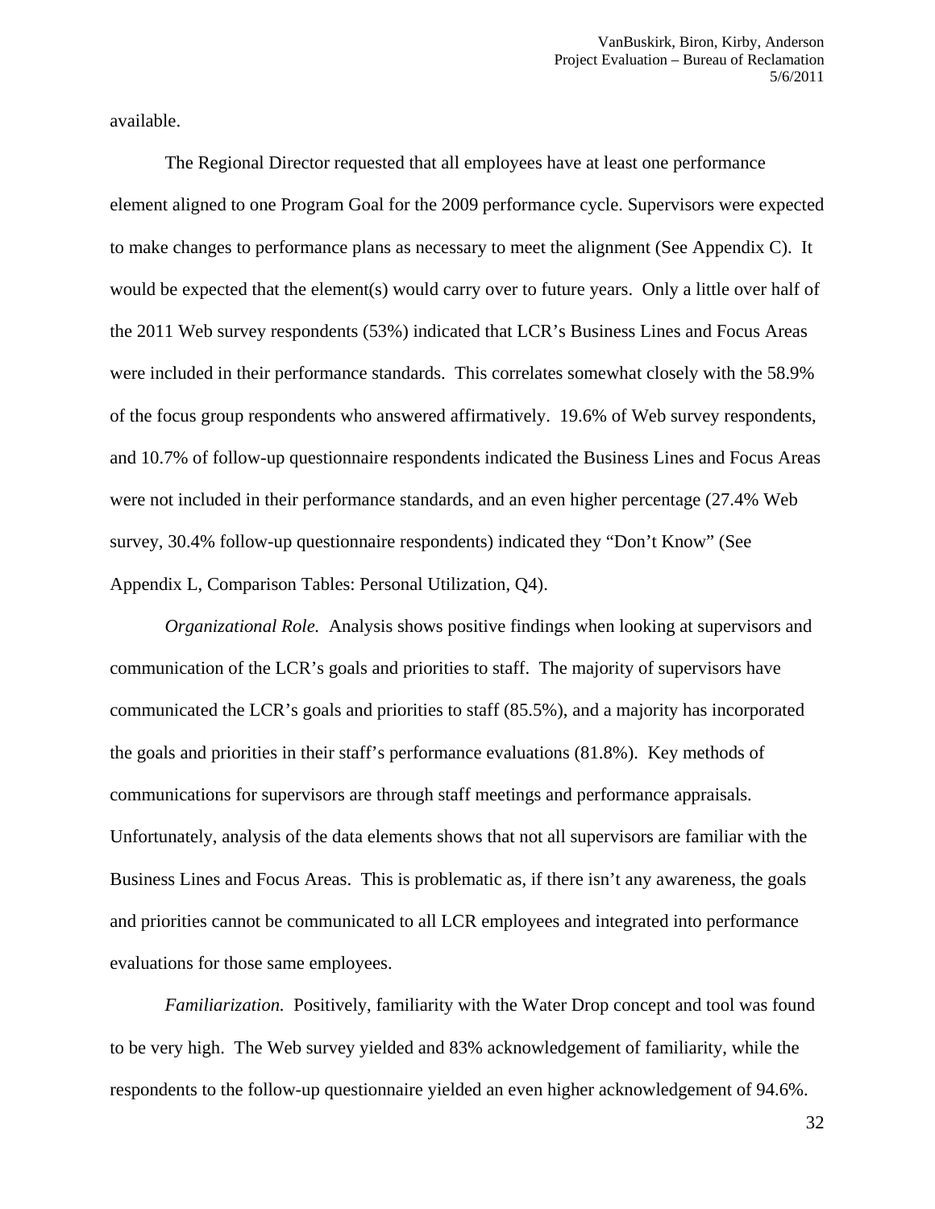available.

The Regional Director requested that all employees have at least one performance element aligned to one Program Goal for the 2009 performance cycle. Supervisors were expected to make changes to performance plans as necessary to meet the alignment (See Appendix C). It would be expected that the element(s) would carry over to future years. Only a little over half of the 2011 Web survey respondents (53%) indicated that LCR's Business Lines and Focus Areas were included in their performance standards. This correlates somewhat closely with the 58.9% of the focus group respondents who answered affirmatively. 19.6% of Web survey respondents, and 10.7% of follow-up questionnaire respondents indicated the Business Lines and Focus Areas were not included in their performance standards, and an even higher percentage (27.4% Web survey, 30.4% follow-up questionnaire respondents) indicated they "Don't Know" (See Appendix L, Comparison Tables: Personal Utilization, Q4).

*Organizational Role.* Analysis shows positive findings when looking at supervisors and communication of the LCR's goals and priorities to staff. The majority of supervisors have communicated the LCR's goals and priorities to staff (85.5%), and a majority has incorporated the goals and priorities in their staff's performance evaluations (81.8%). Key methods of communications for supervisors are through staff meetings and performance appraisals. Unfortunately, analysis of the data elements shows that not all supervisors are familiar with the Business Lines and Focus Areas. This is problematic as, if there isn't any awareness, the goals and priorities cannot be communicated to all LCR employees and integrated into performance evaluations for those same employees.

*Familiarization.* Positively, familiarity with the Water Drop concept and tool was found to be very high. The Web survey yielded and 83% acknowledgement of familiarity, while the respondents to the follow-up questionnaire yielded an even higher acknowledgement of 94.6%.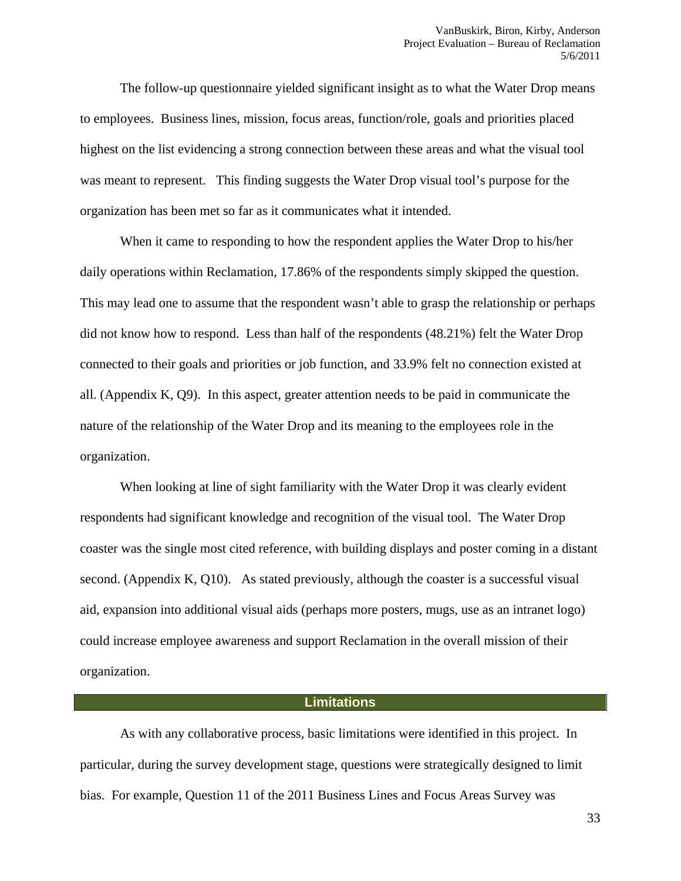The follow-up questionnaire yielded significant insight as to what the Water Drop means to employees. Business lines, mission, focus areas, function/role, goals and priorities placed highest on the list evidencing a strong connection between these areas and what the visual tool was meant to represent. This finding suggests the Water Drop visual tool's purpose for the organization has been met so far as it communicates what it intended.

When it came to responding to how the respondent applies the Water Drop to his/her daily operations within Reclamation, 17.86% of the respondents simply skipped the question. This may lead one to assume that the respondent wasn't able to grasp the relationship or perhaps did not know how to respond. Less than half of the respondents (48.21%) felt the Water Drop connected to their goals and priorities or job function, and 33.9% felt no connection existed at all. (Appendix K, Q9). In this aspect, greater attention needs to be paid in communicate the nature of the relationship of the Water Drop and its meaning to the employees role in the organization.

When looking at line of sight familiarity with the Water Drop it was clearly evident respondents had significant knowledge and recognition of the visual tool. The Water Drop coaster was the single most cited reference, with building displays and poster coming in a distant second. (Appendix K, Q10). As stated previously, although the coaster is a successful visual aid, expansion into additional visual aids (perhaps more posters, mugs, use as an intranet logo) could increase employee awareness and support Reclamation in the overall mission of their organization.

## Limitations

As with any collaborative process, basic limitations were identified in this project. In particular, during the survey development stage, questions were strategically designed to limit bias. For example, Question 11 of the 2011 Business Lines and Focus Areas Survey was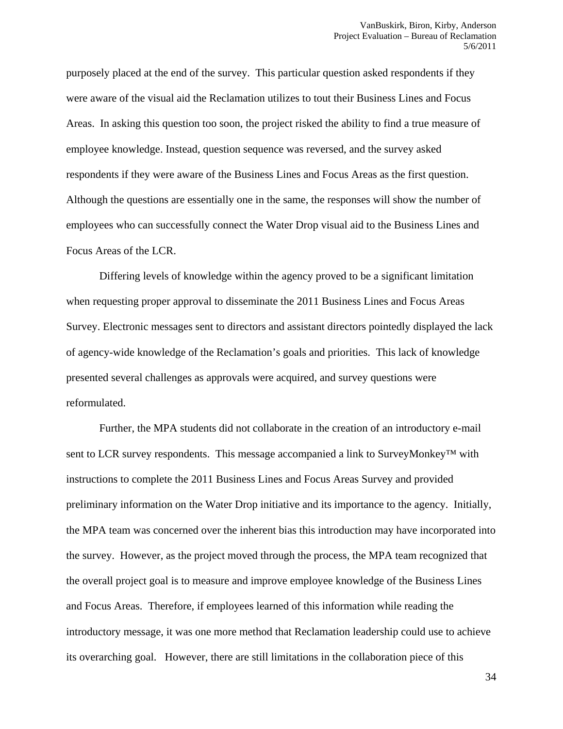purposely placed at the end of the survey. This particular question asked respondents if they were aware of the visual aid the Reclamation utilizes to tout their Business Lines and Focus Areas. In asking this question too soon, the project risked the ability to find a true measure of employee knowledge. Instead, question sequence was reversed, and the survey asked respondents if they were aware of the Business Lines and Focus Areas as the first question. Although the questions are essentially one in the same, the responses will show the number of employees who can successfully connect the Water Drop visual aid to the Business Lines and Focus Areas of the LCR.

Differing levels of knowledge within the agency proved to be a significant limitation when requesting proper approval to disseminate the 2011 Business Lines and Focus Areas Survey. Electronic messages sent to directors and assistant directors pointedly displayed the lack of agency-wide knowledge of the Reclamation's goals and priorities. This lack of knowledge presented several challenges as approvals were acquired, and survey questions were reformulated.

Further, the MPA students did not collaborate in the creation of an introductory e-mail sent to LCR survey respondents. This message accompanied a link to SurveyMonkey™ with instructions to complete the 2011 Business Lines and Focus Areas Survey and provided preliminary information on the Water Drop initiative and its importance to the agency. Initially, the MPA team was concerned over the inherent bias this introduction may have incorporated into the survey. However, as the project moved through the process, the MPA team recognized that the overall project goal is to measure and improve employee knowledge of the Business Lines and Focus Areas. Therefore, if employees learned of this information while reading the introductory message, it was one more method that Reclamation leadership could use to achieve its overarching goal. However, there are still limitations in the collaboration piece of this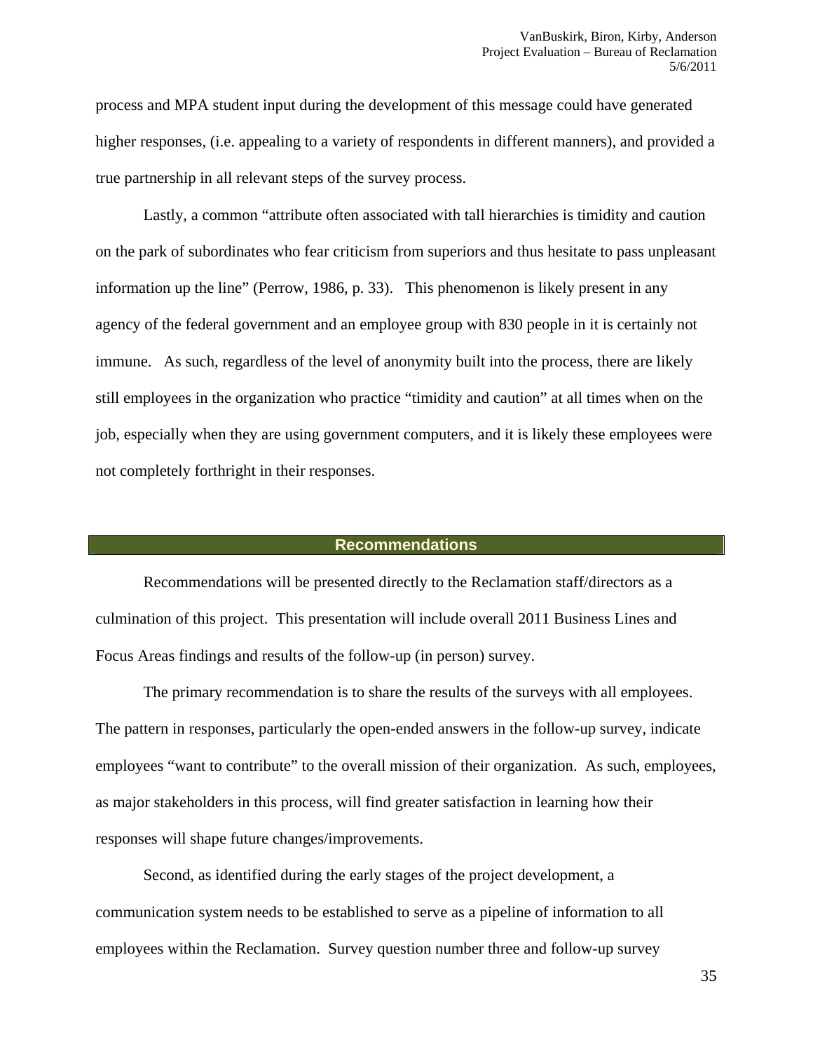process and MPA student input during the development of this message could have generated higher responses, (i.e. appealing to a variety of respondents in different manners), and provided a true partnership in all relevant steps of the survey process.

Lastly, a common "attribute often associated with tall hierarchies is timidity and caution on the park of subordinates who fear criticism from superiors and thus hesitate to pass unpleasant information up the line" (Perrow, 1986, p. 33). This phenomenon is likely present in any agency of the federal government and an employee group with 830 people in it is certainly not immune. As such, regardless of the level of anonymity built into the process, there are likely still employees in the organization who practice "timidity and caution" at all times when on the job, especially when they are using government computers, and it is likely these employees were not completely forthright in their responses.

## Recommendations

Recommendations will be presented directly to the Reclamation staff/directors as a culmination of this project. This presentation will include overall 2011 Business Lines and Focus Areas findings and results of the follow-up (in person) survey.

The primary recommendation is to share the results of the surveys with all employees. The pattern in responses, particularly the open-ended answers in the follow-up survey, indicate employees "want to contribute" to the overall mission of their organization. As such, employees, as major stakeholders in this process, will find greater satisfaction in learning how their responses will shape future changes/improvements.

Second, as identified during the early stages of the project development, a communication system needs to be established to serve as a pipeline of information to all employees within the Reclamation. Survey question number three and follow-up survey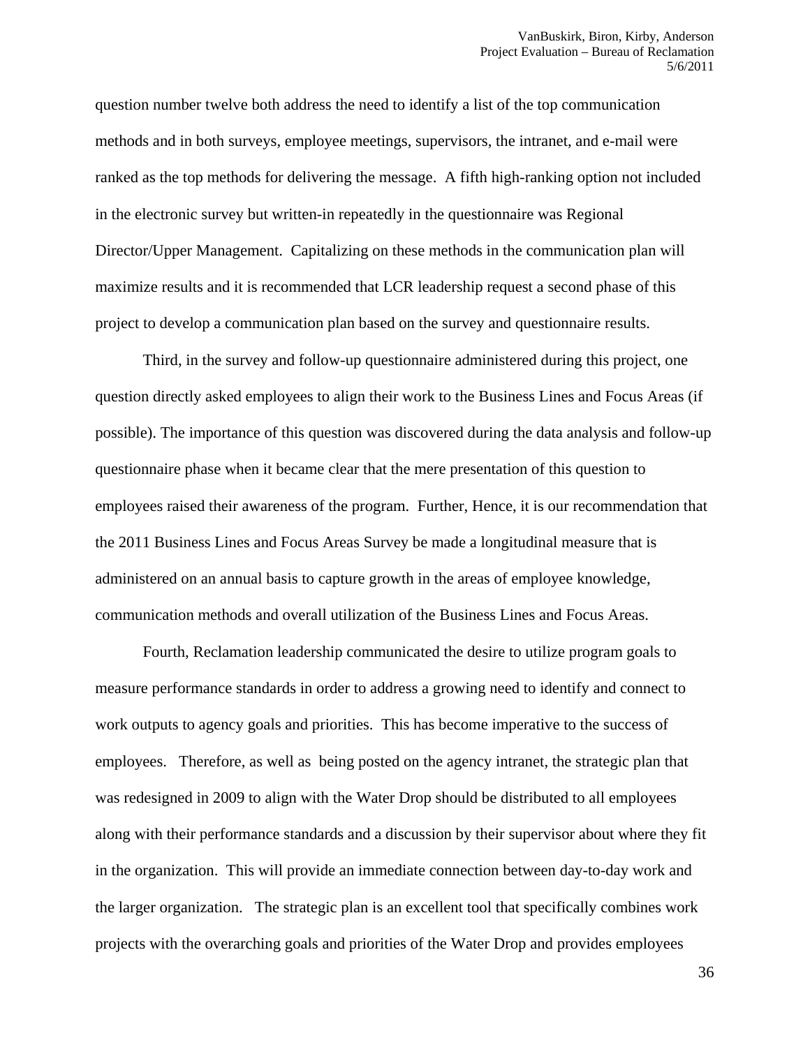question number twelve both address the need to identify a list of the top communication methods and in both surveys, employee meetings, supervisors, the intranet, and e-mail were ranked as the top methods for delivering the message. A fifth high-ranking option not included in the electronic survey but written-in repeatedly in the questionnaire was Regional Director/Upper Management. Capitalizing on these methods in the communication plan will maximize results and it is recommended that LCR leadership request a second phase of this project to develop a communication plan based on the survey and questionnaire results.

Third, in the survey and follow-up questionnaire administered during this project, one question directly asked employees to align their work to the Business Lines and Focus Areas (if possible). The importance of this question was discovered during the data analysis and follow-up questionnaire phase when it became clear that the mere presentation of this question to employees raised their awareness of the program. Further, Hence, it is our recommendation that the 2011 Business Lines and Focus Areas Survey be made a longitudinal measure that is administered on an annual basis to capture growth in the areas of employee knowledge, communication methods and overall utilization of the Business Lines and Focus Areas.

Fourth, Reclamation leadership communicated the desire to utilize program goals to measure performance standards in order to address a growing need to identify and connect to work outputs to agency goals and priorities. This has become imperative to the success of employees. Therefore, as well as being posted on the agency intranet, the strategic plan that was redesigned in 2009 to align with the Water Drop should be distributed to all employees along with their performance standards and a discussion by their supervisor about where they fit in the organization. This will provide an immediate connection between day-to-day work and the larger organization. The strategic plan is an excellent tool that specifically combines work projects with the overarching goals and priorities of the Water Drop and provides employees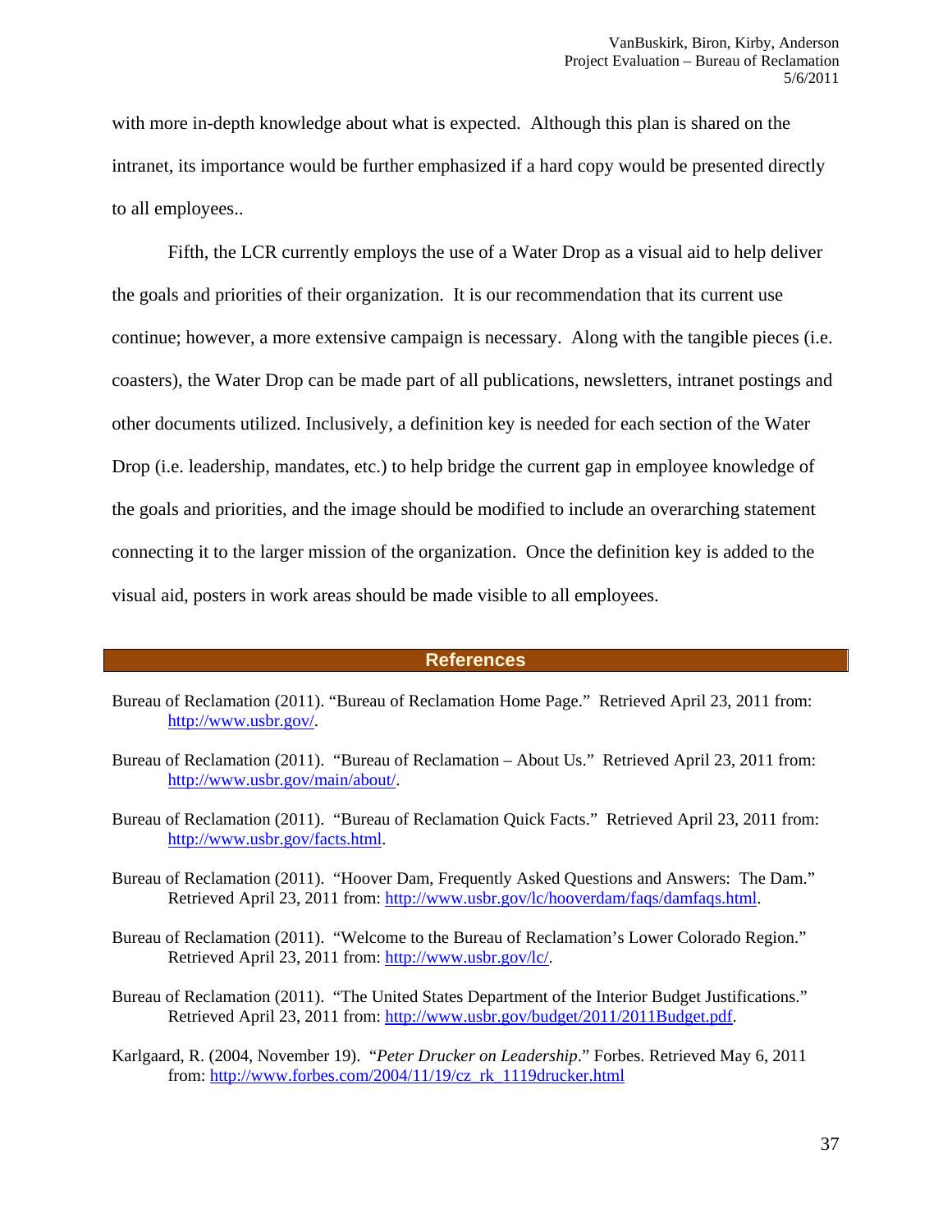with more in-depth knowledge about what is expected. Although this plan is shared on the intranet, its importance would be further emphasized if a hard copy would be presented directly to all employees..

Fifth, the LCR currently employs the use of a Water Drop as a visual aid to help deliver the goals and priorities of their organization. It is our recommendation that its current use continue; however, a more extensive campaign is necessary. Along with the tangible pieces (i.e. coasters), the Water Drop can be made part of all publications, newsletters, intranet postings and other documents utilized. Inclusively, a definition key is needed for each section of the Water Drop (i.e. leadership, mandates, etc.) to help bridge the current gap in employee knowledge of the goals and priorities, and the image should be modified to include an overarching statement connecting it to the larger mission of the organization. Once the definition key is added to the visual aid, posters in work areas should be made visible to all employees.

## References

Bureau of Reclamation (2011). "Bureau of Reclamation Home Page." Retrieved April 23, 2011 from: http://www.usbr.gov/.

Bureau of Reclamation (2011). "Bureau of Reclamation – About Us." Retrieved April 23, 2011 from: http://www.usbr.gov/main/about/.

Bureau of Reclamation (2011). "Bureau of Reclamation Quick Facts." Retrieved April 23, 2011 from: http://www.usbr.gov/facts.html.

Bureau of Reclamation (2011). "Hoover Dam, Frequently Asked Questions and Answers: The Dam." Retrieved April 23, 2011 from: http://www.usbr.gov/lc/hooverdam/faqs/damfaqs.html.

Bureau of Reclamation (2011). "Welcome to the Bureau of Reclamation's Lower Colorado Region." Retrieved April 23, 2011 from: http://www.usbr.gov/lc/.

Bureau of Reclamation (2011). "The United States Department of the Interior Budget Justifications." Retrieved April 23, 2011 from: http://www.usbr.gov/budget/2011/2011Budget.pdf.

Karlgaard, R. (2004, November 19). "*Peter Drucker on Leadership*." Forbes. Retrieved May 6, 2011 from: http://www.forbes.com/2004/11/19/cz_rk_1119drucker.html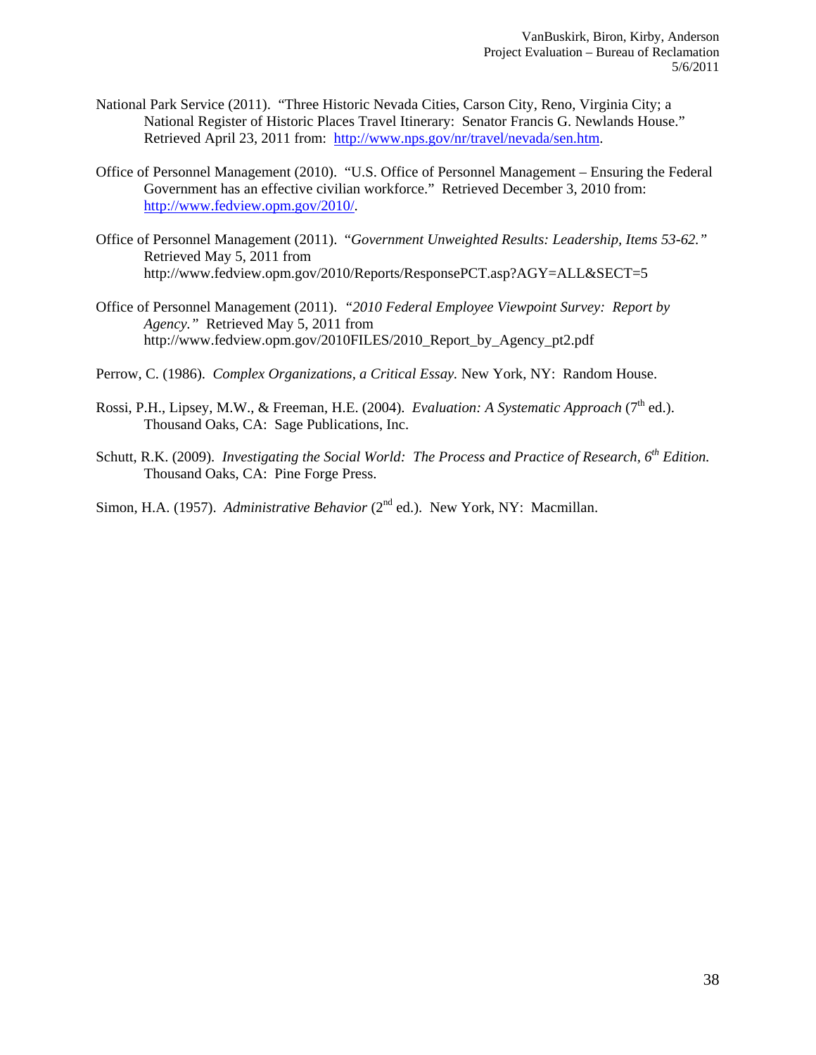National Park Service (2011). "Three Historic Nevada Cities, Carson City, Reno, Virginia City; a National Register of Historic Places Travel Itinerary: Senator Francis G. Newlands House." Retrieved April 23, 2011 from: http://www.nps.gov/nr/travel/nevada/sen.htm.

Office of Personnel Management (2010). "U.S. Office of Personnel Management – Ensuring the Federal Government has an effective civilian workforce." Retrieved December 3, 2010 from: http://www.fedview.opm.gov/2010/.

Office of Personnel Management (2011). *"Government Unweighted Results: Leadership, Items 53-62."* Retrieved May 5, 2011 from http://www.fedview.opm.gov/2010/Reports/ResponsePCT.asp?AGY=ALL&SECT=5

Office of Personnel Management (2011). *"2010 Federal Employee Viewpoint Survey: Report by Agency."* Retrieved May 5, 2011 from http://www.fedview.opm.gov/2010FILES/2010_Report_by_Agency_pt2.pdf

Perrow, C. (1986). *Complex Organizations, a Critical Essay.* New York, NY: Random House.

Rossi, P.H., Lipsey, M.W., & Freeman, H.E. (2004). *Evaluation: A Systematic Approach* (7th ed.). Thousand Oaks, CA: Sage Publications, Inc.

Schutt, R.K. (2009). *Investigating the Social World: The Process and Practice of Research, 6th Edition.* Thousand Oaks, CA: Pine Forge Press.

Simon, H.A. (1957). *Administrative Behavior* (2nd ed.). New York, NY: Macmillan.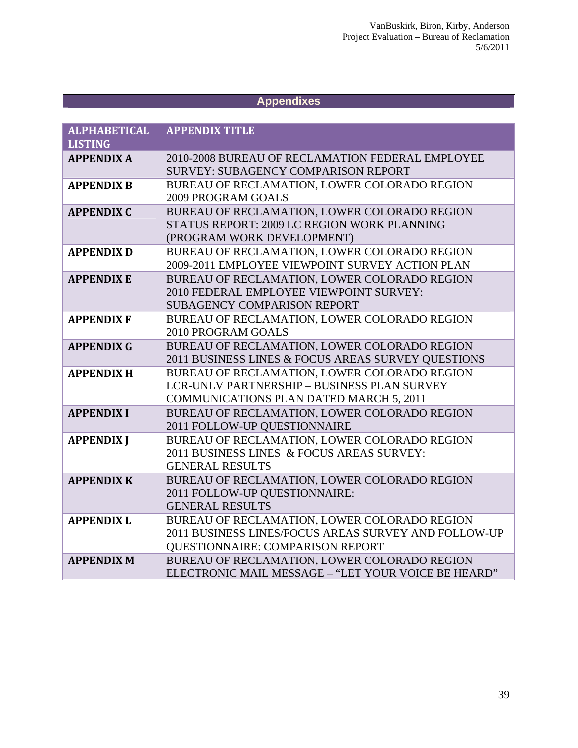## Appendixes

| ALPHABETICAL LISTING | APPENDIX TITLE |
|---|---|
| **APPENDIX A** | 2010-2008 BUREAU OF RECLAMATION FEDERAL EMPLOYEE SURVEY: SUBAGENCY COMPARISON REPORT |
| **APPENDIX B** | BUREAU OF RECLAMATION, LOWER COLORADO REGION 2009 PROGRAM GOALS |
| **APPENDIX C** | BUREAU OF RECLAMATION, LOWER COLORADO REGION STATUS REPORT: 2009 LC REGION WORK PLANNING (PROGRAM WORK DEVELOPMENT) |
| **APPENDIX D** | BUREAU OF RECLAMATION, LOWER COLORADO REGION 2009-2011 EMPLOYEE VIEWPOINT SURVEY ACTION PLAN |
| **APPENDIX E** | BUREAU OF RECLAMATION, LOWER COLORADO REGION 2010 FEDERAL EMPLOYEE VIEWPOINT SURVEY: SUBAGENCY COMPARISON REPORT |
| **APPENDIX F** | BUREAU OF RECLAMATION, LOWER COLORADO REGION 2010 PROGRAM GOALS |
| **APPENDIX G** | BUREAU OF RECLAMATION, LOWER COLORADO REGION 2011 BUSINESS LINES & FOCUS AREAS SURVEY QUESTIONS |
| **APPENDIX H** | BUREAU OF RECLAMATION, LOWER COLORADO REGION LCR-UNLV PARTNERSHIP – BUSINESS PLAN SURVEY COMMUNICATIONS PLAN DATED MARCH 5, 2011 |
| **APPENDIX I** | BUREAU OF RECLAMATION, LOWER COLORADO REGION 2011 FOLLOW-UP QUESTIONNAIRE |
| **APPENDIX J** | BUREAU OF RECLAMATION, LOWER COLORADO REGION 2011 BUSINESS LINES & FOCUS AREAS SURVEY: GENERAL RESULTS |
| **APPENDIX K** | BUREAU OF RECLAMATION, LOWER COLORADO REGION 2011 FOLLOW-UP QUESTIONNAIRE: GENERAL RESULTS |
| **APPENDIX L** | BUREAU OF RECLAMATION, LOWER COLORADO REGION 2011 BUSINESS LINES/FOCUS AREAS SURVEY AND FOLLOW-UP QUESTIONNAIRE: COMPARISON REPORT |
| **APPENDIX M** | BUREAU OF RECLAMATION, LOWER COLORADO REGION ELECTRONIC MAIL MESSAGE – "LET YOUR VOICE BE HEARD" |